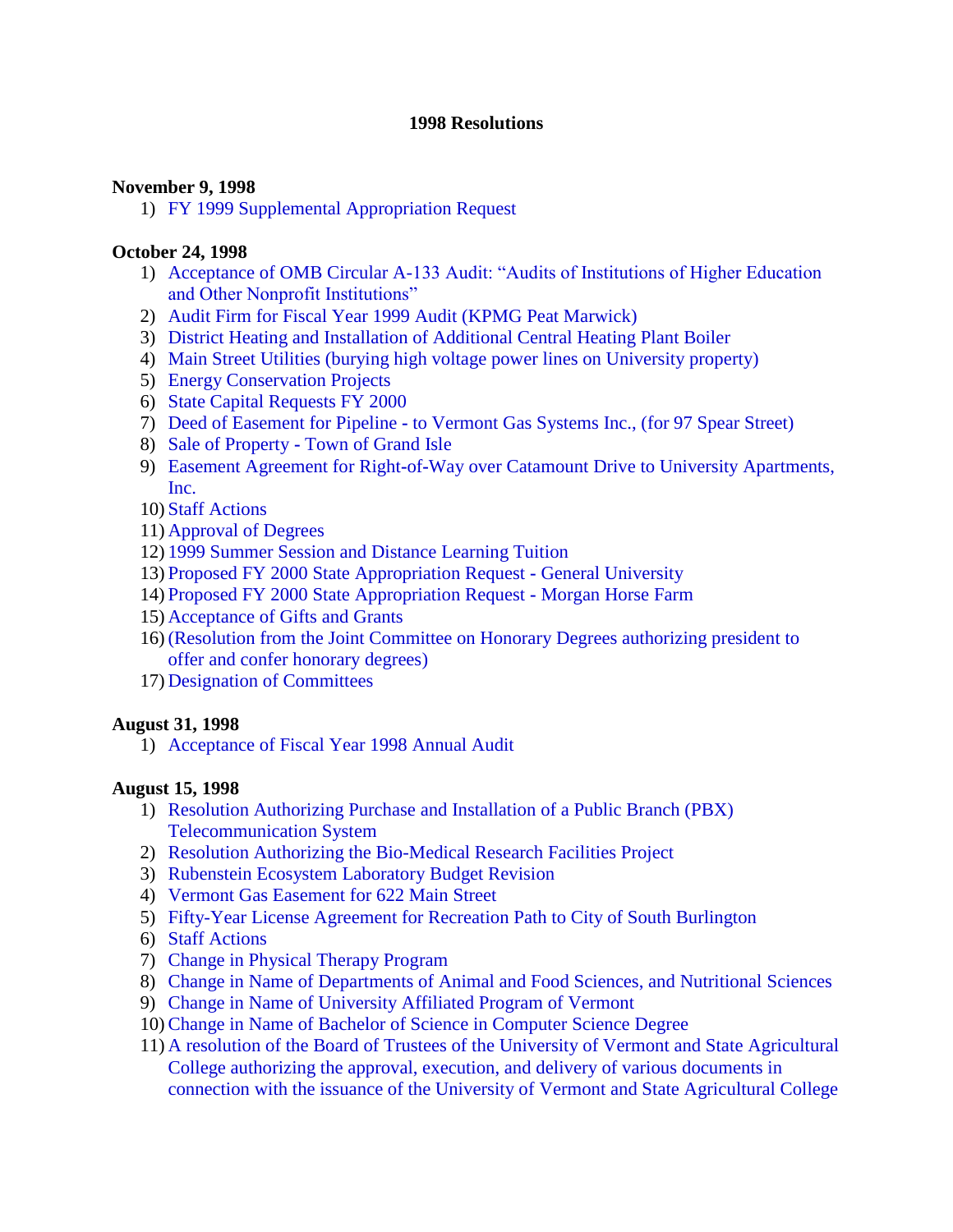# 1998 Resolutions

**November 9, 1998**

1) FY 1999 Supplemental Appropriation Request

**October 24, 1998**

1) Acceptance of OMB Circular A-133 Audit: "Audits of Institutions of Higher Education and Other Nonprofit Institutions"
2) Audit Firm for Fiscal Year 1999 Audit (KPMG Peat Marwick)
3) District Heating and Installation of Additional Central Heating Plant Boiler
4) Main Street Utilities (burying high voltage power lines on University property)
5) Energy Conservation Projects
6) State Capital Requests FY 2000
7) Deed of Easement for Pipeline - to Vermont Gas Systems Inc., (for 97 Spear Street)
8) Sale of Property - Town of Grand Isle
9) Easement Agreement for Right-of-Way over Catamount Drive to University Apartments, Inc.
10) Staff Actions
11) Approval of Degrees
12) 1999 Summer Session and Distance Learning Tuition
13) Proposed FY 2000 State Appropriation Request - General University
14) Proposed FY 2000 State Appropriation Request - Morgan Horse Farm
15) Acceptance of Gifts and Grants
16) (Resolution from the Joint Committee on Honorary Degrees authorizing president to offer and confer honorary degrees)
17) Designation of Committees

**August 31, 1998**

1) Acceptance of Fiscal Year 1998 Annual Audit

**August 15, 1998**

1) Resolution Authorizing Purchase and Installation of a Public Branch (PBX) Telecommunication System
2) Resolution Authorizing the Bio-Medical Research Facilities Project
3) Rubenstein Ecosystem Laboratory Budget Revision
4) Vermont Gas Easement for 622 Main Street
5) Fifty-Year License Agreement for Recreation Path to City of South Burlington
6) Staff Actions
7) Change in Physical Therapy Program
8) Change in Name of Departments of Animal and Food Sciences, and Nutritional Sciences
9) Change in Name of University Affiliated Program of Vermont
10) Change in Name of Bachelor of Science in Computer Science Degree
11) A resolution of the Board of Trustees of the University of Vermont and State Agricultural College authorizing the approval, execution, and delivery of various documents in connection with the issuance of the University of Vermont and State Agricultural College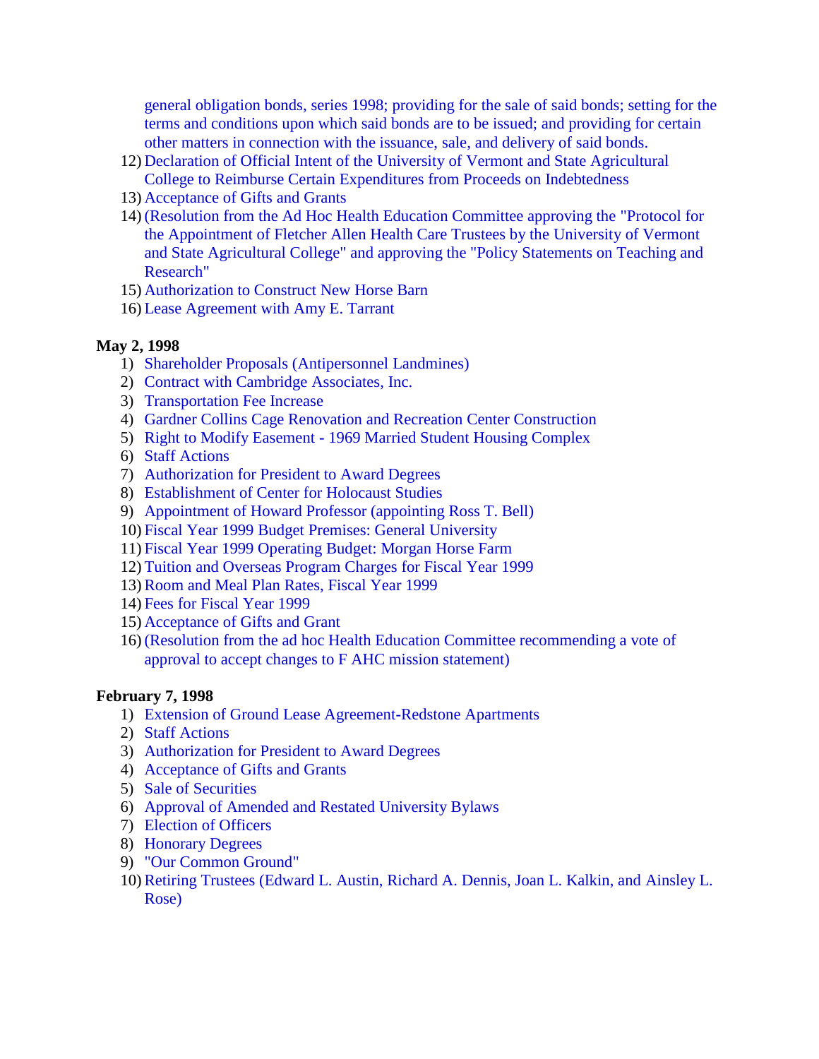general obligation bonds, series 1998; providing for the sale of said bonds; setting for the terms and conditions upon which said bonds are to be issued; and providing for certain other matters in connection with the issuance, sale, and delivery of said bonds.

12) Declaration of Official Intent of the University of Vermont and State Agricultural College to Reimburse Certain Expenditures from Proceeds on Indebtedness
13) Acceptance of Gifts and Grants
14) (Resolution from the Ad Hoc Health Education Committee approving the "Protocol for the Appointment of Fletcher Allen Health Care Trustees by the University of Vermont and State Agricultural College" and approving the "Policy Statements on Teaching and Research"
15) Authorization to Construct New Horse Barn
16) Lease Agreement with Amy E. Tarrant

**May 2, 1998**

1) Shareholder Proposals (Antipersonnel Landmines)
2) Contract with Cambridge Associates, Inc.
3) Transportation Fee Increase
4) Gardner Collins Cage Renovation and Recreation Center Construction
5) Right to Modify Easement - 1969 Married Student Housing Complex
6) Staff Actions
7) Authorization for President to Award Degrees
8) Establishment of Center for Holocaust Studies
9) Appointment of Howard Professor (appointing Ross T. Bell)
10) Fiscal Year 1999 Budget Premises: General University
11) Fiscal Year 1999 Operating Budget: Morgan Horse Farm
12) Tuition and Overseas Program Charges for Fiscal Year 1999
13) Room and Meal Plan Rates, Fiscal Year 1999
14) Fees for Fiscal Year 1999
15) Acceptance of Gifts and Grant
16) (Resolution from the ad hoc Health Education Committee recommending a vote of approval to accept changes to F AHC mission statement)

**February 7, 1998**

1) Extension of Ground Lease Agreement-Redstone Apartments
2) Staff Actions
3) Authorization for President to Award Degrees
4) Acceptance of Gifts and Grants
5) Sale of Securities
6) Approval of Amended and Restated University Bylaws
7) Election of Officers
8) Honorary Degrees
9) "Our Common Ground"
10) Retiring Trustees (Edward L. Austin, Richard A. Dennis, Joan L. Kalkin, and Ainsley L. Rose)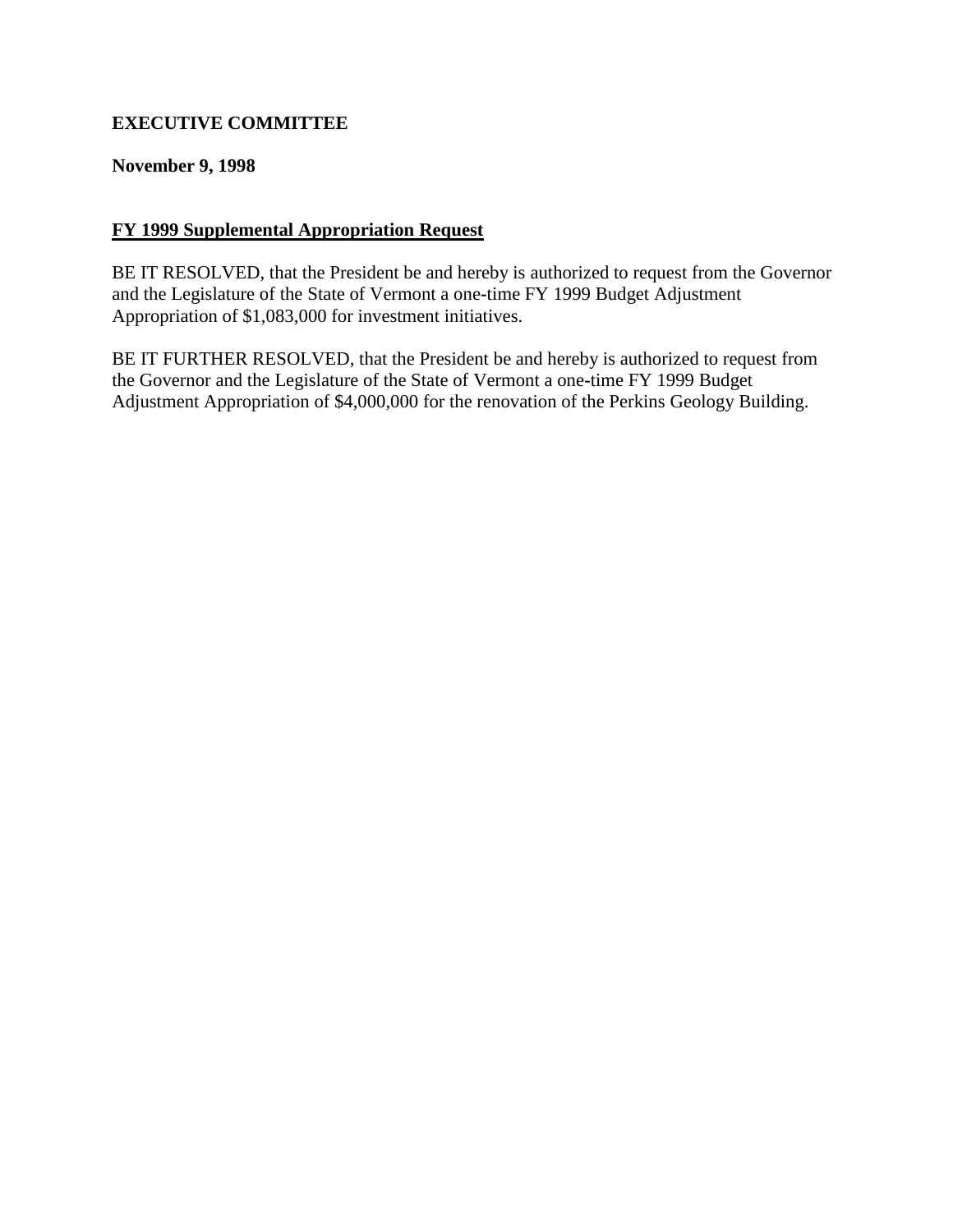**EXECUTIVE COMMITTEE**

**November 9, 1998**

**FY 1999 Supplemental Appropriation Request**

BE IT RESOLVED, that the President be and hereby is authorized to request from the Governor and the Legislature of the State of Vermont a one-time FY 1999 Budget Adjustment Appropriation of $1,083,000 for investment initiatives.

BE IT FURTHER RESOLVED, that the President be and hereby is authorized to request from the Governor and the Legislature of the State of Vermont a one-time FY 1999 Budget Adjustment Appropriation of $4,000,000 for the renovation of the Perkins Geology Building.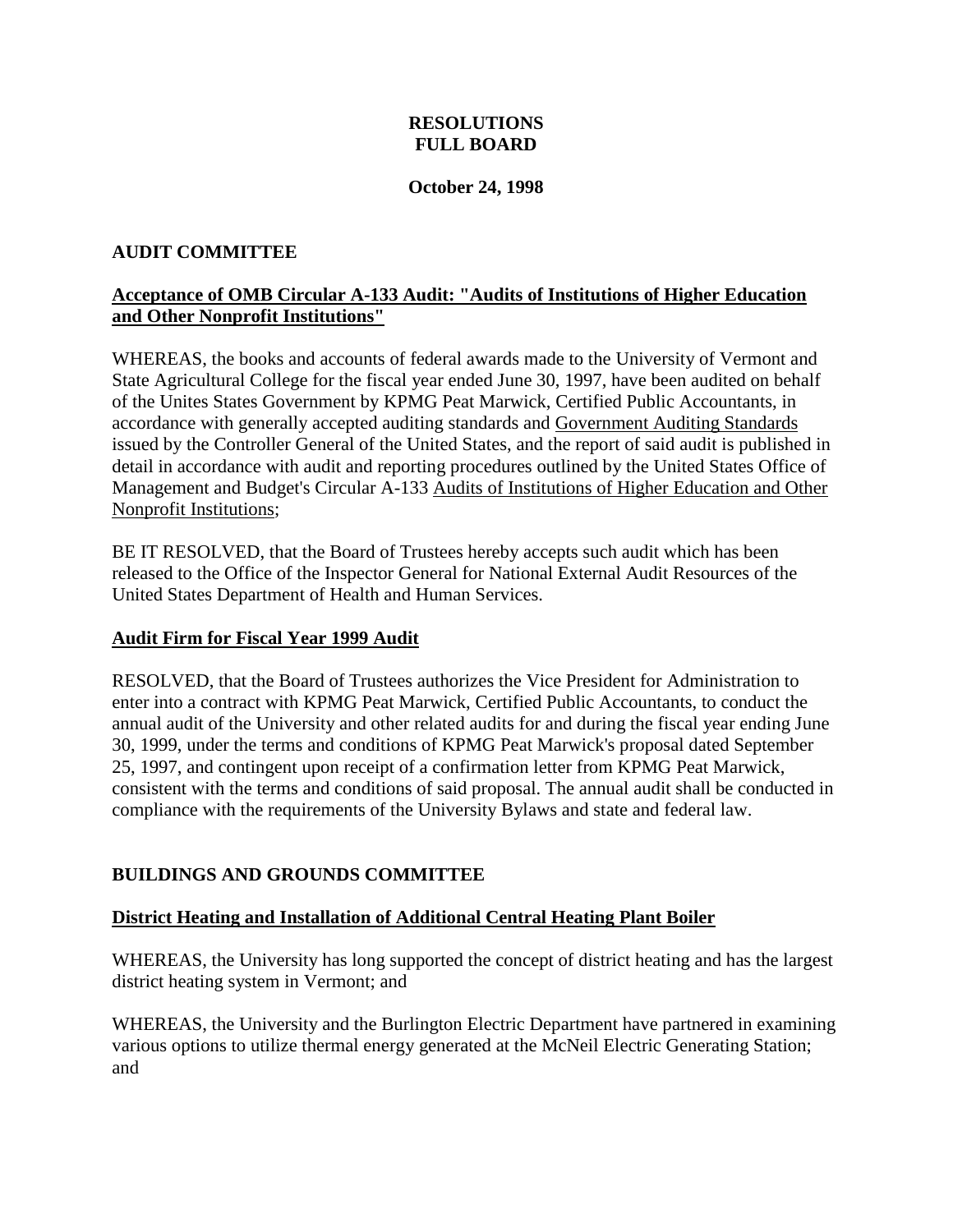**RESOLUTIONS**
**FULL BOARD**

**October 24, 1998**

## AUDIT COMMITTEE

### Acceptance of OMB Circular A-133 Audit: "Audits of Institutions of Higher Education and Other Nonprofit Institutions"

WHEREAS, the books and accounts of federal awards made to the University of Vermont and State Agricultural College for the fiscal year ended June 30, 1997, have been audited on behalf of the Unites States Government by KPMG Peat Marwick, Certified Public Accountants, in accordance with generally accepted auditing standards and Government Auditing Standards issued by the Controller General of the United States, and the report of said audit is published in detail in accordance with audit and reporting procedures outlined by the United States Office of Management and Budget's Circular A-133 Audits of Institutions of Higher Education and Other Nonprofit Institutions;

BE IT RESOLVED, that the Board of Trustees hereby accepts such audit which has been released to the Office of the Inspector General for National External Audit Resources of the United States Department of Health and Human Services.

### Audit Firm for Fiscal Year 1999 Audit

RESOLVED, that the Board of Trustees authorizes the Vice President for Administration to enter into a contract with KPMG Peat Marwick, Certified Public Accountants, to conduct the annual audit of the University and other related audits for and during the fiscal year ending June 30, 1999, under the terms and conditions of KPMG Peat Marwick's proposal dated September 25, 1997, and contingent upon receipt of a confirmation letter from KPMG Peat Marwick, consistent with the terms and conditions of said proposal. The annual audit shall be conducted in compliance with the requirements of the University Bylaws and state and federal law.

## BUILDINGS AND GROUNDS COMMITTEE

### District Heating and Installation of Additional Central Heating Plant Boiler

WHEREAS, the University has long supported the concept of district heating and has the largest district heating system in Vermont; and

WHEREAS, the University and the Burlington Electric Department have partnered in examining various options to utilize thermal energy generated at the McNeil Electric Generating Station; and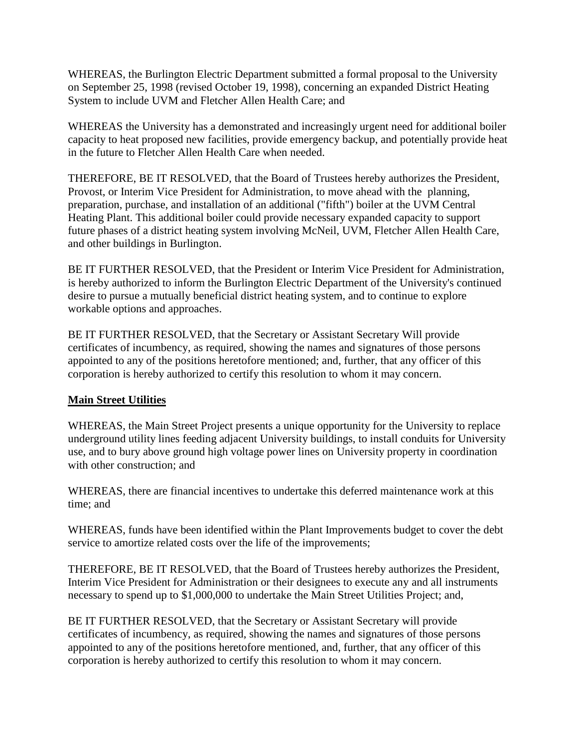WHEREAS, the Burlington Electric Department submitted a formal proposal to the University on September 25, 1998 (revised October 19, 1998), concerning an expanded District Heating System to include UVM and Fletcher Allen Health Care; and

WHEREAS the University has a demonstrated and increasingly urgent need for additional boiler capacity to heat proposed new facilities, provide emergency backup, and potentially provide heat in the future to Fletcher Allen Health Care when needed.

THEREFORE, BE IT RESOLVED, that the Board of Trustees hereby authorizes the President, Provost, or Interim Vice President for Administration, to move ahead with the planning, preparation, purchase, and installation of an additional ("fifth") boiler at the UVM Central Heating Plant. This additional boiler could provide necessary expanded capacity to support future phases of a district heating system involving McNeil, UVM, Fletcher Allen Health Care, and other buildings in Burlington.

BE IT FURTHER RESOLVED, that the President or Interim Vice President for Administration, is hereby authorized to inform the Burlington Electric Department of the University's continued desire to pursue a mutually beneficial district heating system, and to continue to explore workable options and approaches.

BE IT FURTHER RESOLVED, that the Secretary or Assistant Secretary Will provide certificates of incumbency, as required, showing the names and signatures of those persons appointed to any of the positions heretofore mentioned; and, further, that any officer of this corporation is hereby authorized to certify this resolution to whom it may concern.

**Main Street Utilities**

WHEREAS, the Main Street Project presents a unique opportunity for the University to replace underground utility lines feeding adjacent University buildings, to install conduits for University use, and to bury above ground high voltage power lines on University property in coordination with other construction; and

WHEREAS, there are financial incentives to undertake this deferred maintenance work at this time; and

WHEREAS, funds have been identified within the Plant Improvements budget to cover the debt service to amortize related costs over the life of the improvements;

THEREFORE, BE IT RESOLVED, that the Board of Trustees hereby authorizes the President, Interim Vice President for Administration or their designees to execute any and all instruments necessary to spend up to $1,000,000 to undertake the Main Street Utilities Project; and,

BE IT FURTHER RESOLVED, that the Secretary or Assistant Secretary will provide certificates of incumbency, as required, showing the names and signatures of those persons appointed to any of the positions heretofore mentioned, and, further, that any officer of this corporation is hereby authorized to certify this resolution to whom it may concern.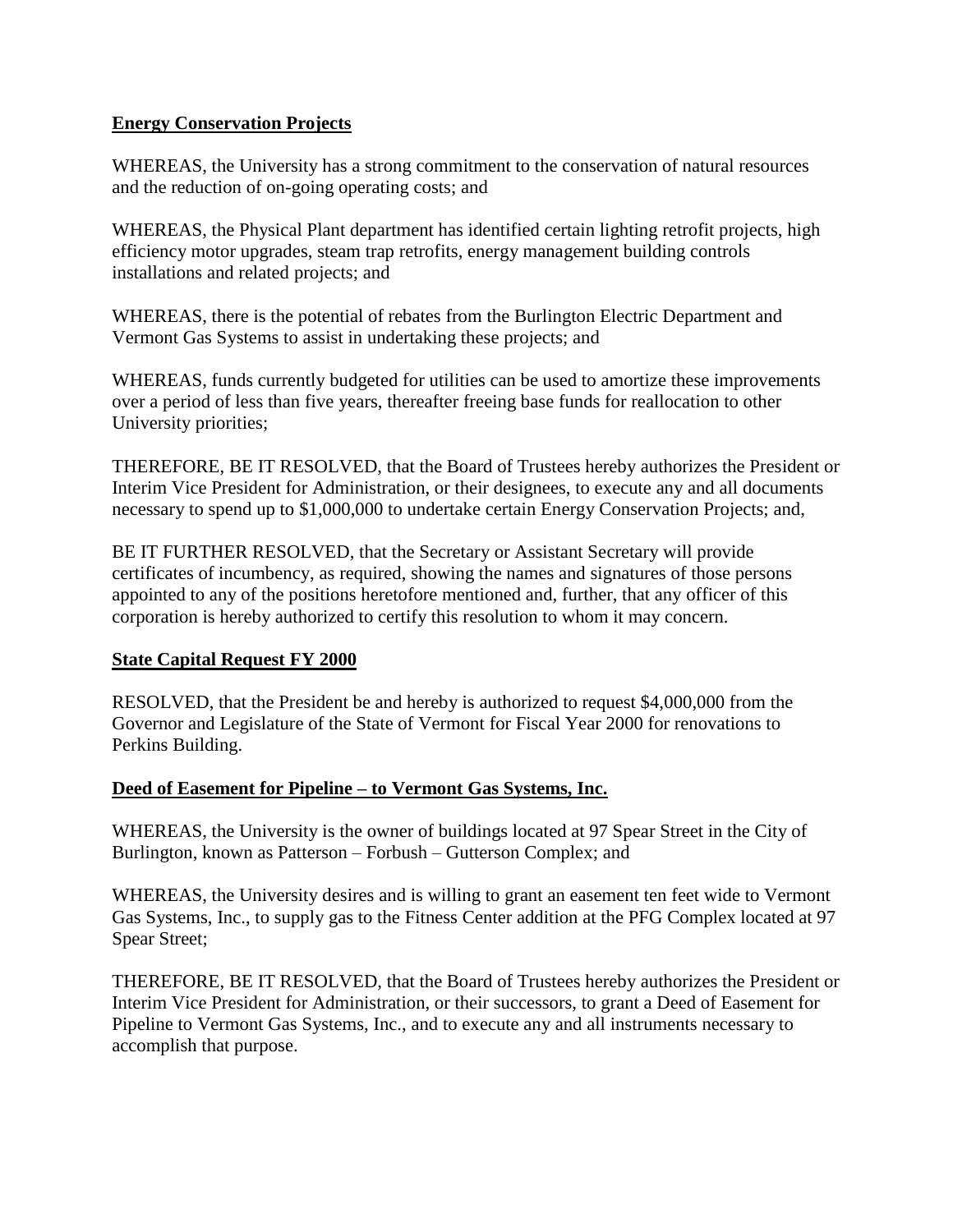**Energy Conservation Projects**

WHEREAS, the University has a strong commitment to the conservation of natural resources and the reduction of on-going operating costs; and

WHEREAS, the Physical Plant department has identified certain lighting retrofit projects, high efficiency motor upgrades, steam trap retrofits, energy management building controls installations and related projects; and

WHEREAS, there is the potential of rebates from the Burlington Electric Department and Vermont Gas Systems to assist in undertaking these projects; and

WHEREAS, funds currently budgeted for utilities can be used to amortize these improvements over a period of less than five years, thereafter freeing base funds for reallocation to other University priorities;

THEREFORE, BE IT RESOLVED, that the Board of Trustees hereby authorizes the President or Interim Vice President for Administration, or their designees, to execute any and all documents necessary to spend up to $1,000,000 to undertake certain Energy Conservation Projects; and,

BE IT FURTHER RESOLVED, that the Secretary or Assistant Secretary will provide certificates of incumbency, as required, showing the names and signatures of those persons appointed to any of the positions heretofore mentioned and, further, that any officer of this corporation is hereby authorized to certify this resolution to whom it may concern.

**State Capital Request FY 2000**

RESOLVED, that the President be and hereby is authorized to request $4,000,000 from the Governor and Legislature of the State of Vermont for Fiscal Year 2000 for renovations to Perkins Building.

**Deed of Easement for Pipeline – to Vermont Gas Systems, Inc.**

WHEREAS, the University is the owner of buildings located at 97 Spear Street in the City of Burlington, known as Patterson – Forbush – Gutterson Complex; and

WHEREAS, the University desires and is willing to grant an easement ten feet wide to Vermont Gas Systems, Inc., to supply gas to the Fitness Center addition at the PFG Complex located at 97 Spear Street;

THEREFORE, BE IT RESOLVED, that the Board of Trustees hereby authorizes the President or Interim Vice President for Administration, or their successors, to grant a Deed of Easement for Pipeline to Vermont Gas Systems, Inc., and to execute any and all instruments necessary to accomplish that purpose.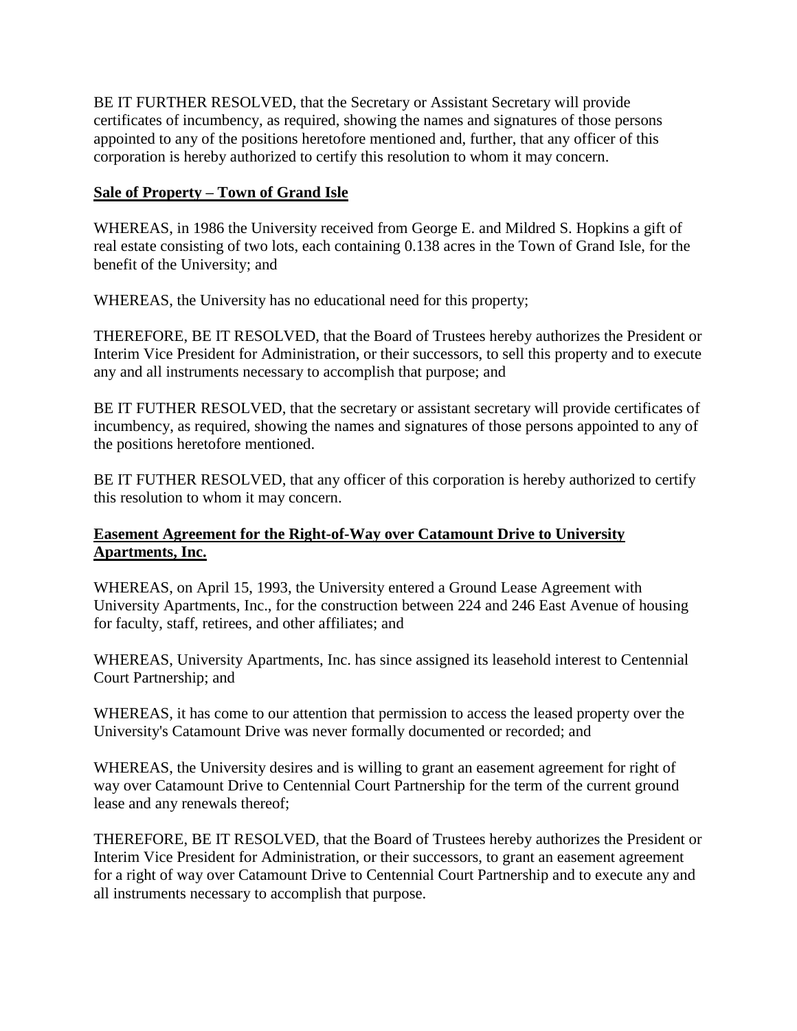BE IT FURTHER RESOLVED, that the Secretary or Assistant Secretary will provide certificates of incumbency, as required, showing the names and signatures of those persons appointed to any of the positions heretofore mentioned and, further, that any officer of this corporation is hereby authorized to certify this resolution to whom it may concern.

**<u>Sale of Property – Town of Grand Isle</u>**

WHEREAS, in 1986 the University received from George E. and Mildred S. Hopkins a gift of real estate consisting of two lots, each containing 0.138 acres in the Town of Grand Isle, for the benefit of the University; and

WHEREAS, the University has no educational need for this property;

THEREFORE, BE IT RESOLVED, that the Board of Trustees hereby authorizes the President or Interim Vice President for Administration, or their successors, to sell this property and to execute any and all instruments necessary to accomplish that purpose; and

BE IT FUTHER RESOLVED, that the secretary or assistant secretary will provide certificates of incumbency, as required, showing the names and signatures of those persons appointed to any of the positions heretofore mentioned.

BE IT FUTHER RESOLVED, that any officer of this corporation is hereby authorized to certify this resolution to whom it may concern.

**<u>Easement Agreement for the Right-of-Way over Catamount Drive to University Apartments, Inc.</u>**

WHEREAS, on April 15, 1993, the University entered a Ground Lease Agreement with University Apartments, Inc., for the construction between 224 and 246 East Avenue of housing for faculty, staff, retirees, and other affiliates; and

WHEREAS, University Apartments, Inc. has since assigned its leasehold interest to Centennial Court Partnership; and

WHEREAS, it has come to our attention that permission to access the leased property over the University's Catamount Drive was never formally documented or recorded; and

WHEREAS, the University desires and is willing to grant an easement agreement for right of way over Catamount Drive to Centennial Court Partnership for the term of the current ground lease and any renewals thereof;

THEREFORE, BE IT RESOLVED, that the Board of Trustees hereby authorizes the President or Interim Vice President for Administration, or their successors, to grant an easement agreement for a right of way over Catamount Drive to Centennial Court Partnership and to execute any and all instruments necessary to accomplish that purpose.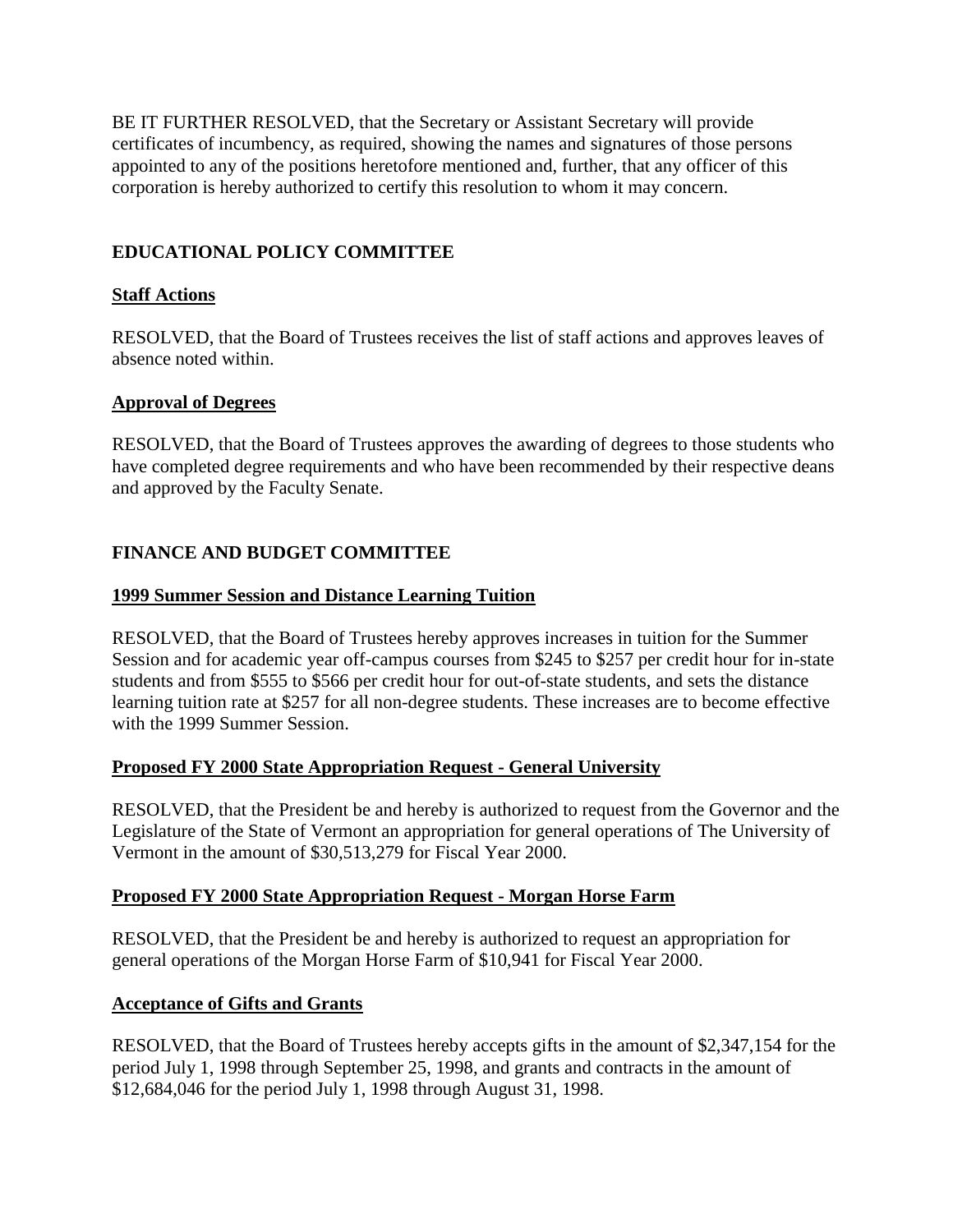BE IT FURTHER RESOLVED, that the Secretary or Assistant Secretary will provide certificates of incumbency, as required, showing the names and signatures of those persons appointed to any of the positions heretofore mentioned and, further, that any officer of this corporation is hereby authorized to certify this resolution to whom it may concern.

## EDUCATIONAL POLICY COMMITTEE

### Staff Actions

RESOLVED, that the Board of Trustees receives the list of staff actions and approves leaves of absence noted within.

### Approval of Degrees

RESOLVED, that the Board of Trustees approves the awarding of degrees to those students who have completed degree requirements and who have been recommended by their respective deans and approved by the Faculty Senate.

## FINANCE AND BUDGET COMMITTEE

### 1999 Summer Session and Distance Learning Tuition

RESOLVED, that the Board of Trustees hereby approves increases in tuition for the Summer Session and for academic year off-campus courses from $245 to $257 per credit hour for in-state students and from $555 to $566 per credit hour for out-of-state students, and sets the distance learning tuition rate at $257 for all non-degree students. These increases are to become effective with the 1999 Summer Session.

### Proposed FY 2000 State Appropriation Request - General University

RESOLVED, that the President be and hereby is authorized to request from the Governor and the Legislature of the State of Vermont an appropriation for general operations of The University of Vermont in the amount of $30,513,279 for Fiscal Year 2000.

### Proposed FY 2000 State Appropriation Request - Morgan Horse Farm

RESOLVED, that the President be and hereby is authorized to request an appropriation for general operations of the Morgan Horse Farm of $10,941 for Fiscal Year 2000.

### Acceptance of Gifts and Grants

RESOLVED, that the Board of Trustees hereby accepts gifts in the amount of $2,347,154 for the period July 1, 1998 through September 25, 1998, and grants and contracts in the amount of $12,684,046 for the period July 1, 1998 through August 31, 1998.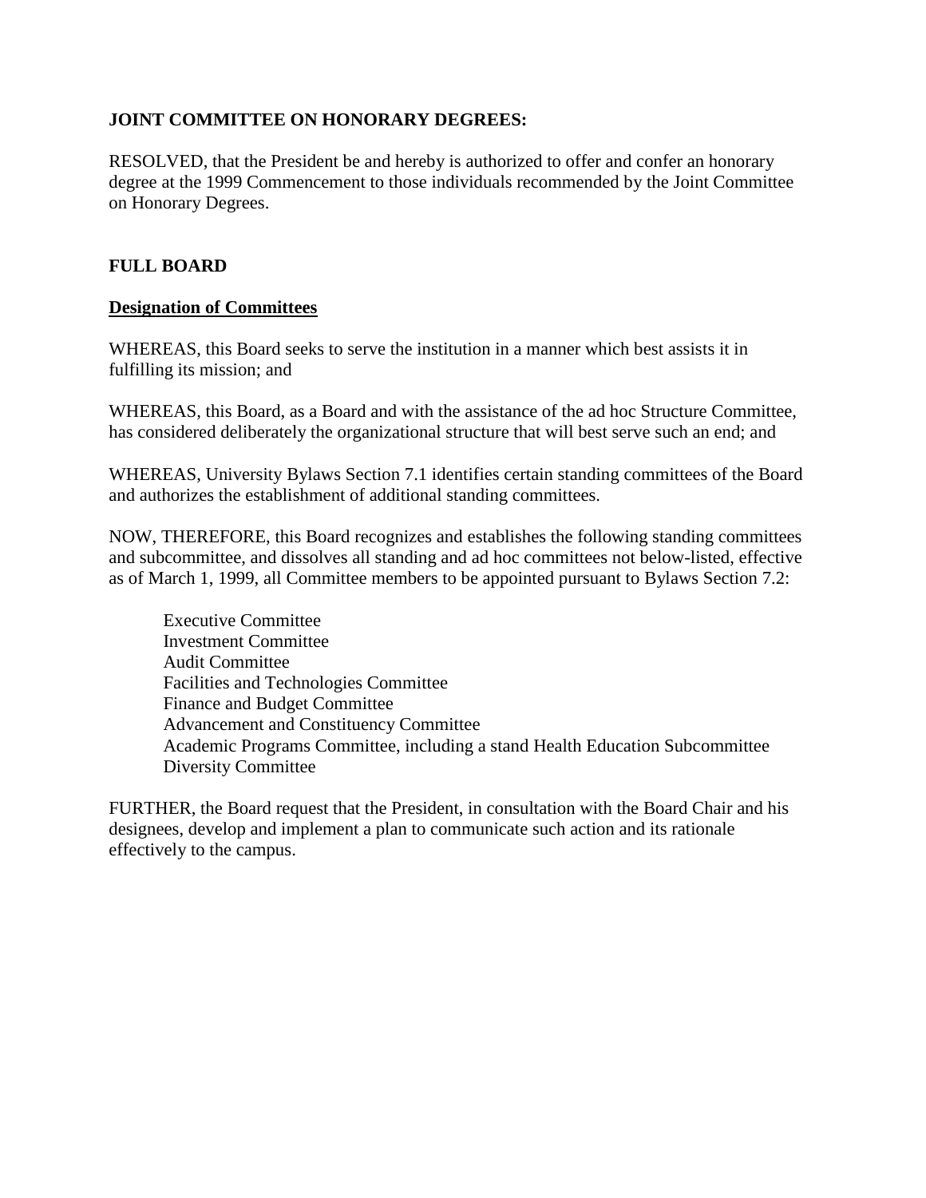**JOINT COMMITTEE ON HONORARY DEGREES:**

RESOLVED, that the President be and hereby is authorized to offer and confer an honorary degree at the 1999 Commencement to those individuals recommended by the Joint Committee on Honorary Degrees.

**FULL BOARD**

**Designation of Committees**

WHEREAS, this Board seeks to serve the institution in a manner which best assists it in fulfilling its mission; and

WHEREAS, this Board, as a Board and with the assistance of the ad hoc Structure Committee, has considered deliberately the organizational structure that will best serve such an end; and

WHEREAS, University Bylaws Section 7.1 identifies certain standing committees of the Board and authorizes the establishment of additional standing committees.

NOW, THEREFORE, this Board recognizes and establishes the following standing committees and subcommittee, and dissolves all standing and ad hoc committees not below-listed, effective as of March 1, 1999, all Committee members to be appointed pursuant to Bylaws Section 7.2:

Executive Committee
Investment Committee
Audit Committee
Facilities and Technologies Committee
Finance and Budget Committee
Advancement and Constituency Committee
Academic Programs Committee, including a stand Health Education Subcommittee
Diversity Committee

FURTHER, the Board request that the President, in consultation with the Board Chair and his designees, develop and implement a plan to communicate such action and its rationale effectively to the campus.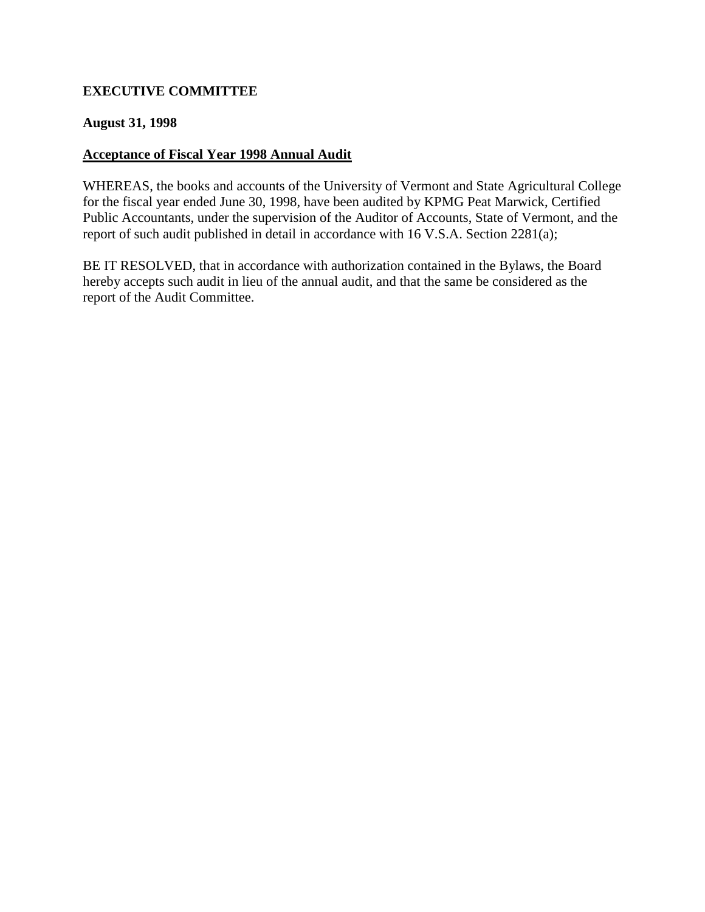**EXECUTIVE COMMITTEE**

**August 31, 1998**

**Acceptance of Fiscal Year 1998 Annual Audit**

WHEREAS, the books and accounts of the University of Vermont and State Agricultural College for the fiscal year ended June 30, 1998, have been audited by KPMG Peat Marwick, Certified Public Accountants, under the supervision of the Auditor of Accounts, State of Vermont, and the report of such audit published in detail in accordance with 16 V.S.A. Section 2281(a);

BE IT RESOLVED, that in accordance with authorization contained in the Bylaws, the Board hereby accepts such audit in lieu of the annual audit, and that the same be considered as the report of the Audit Committee.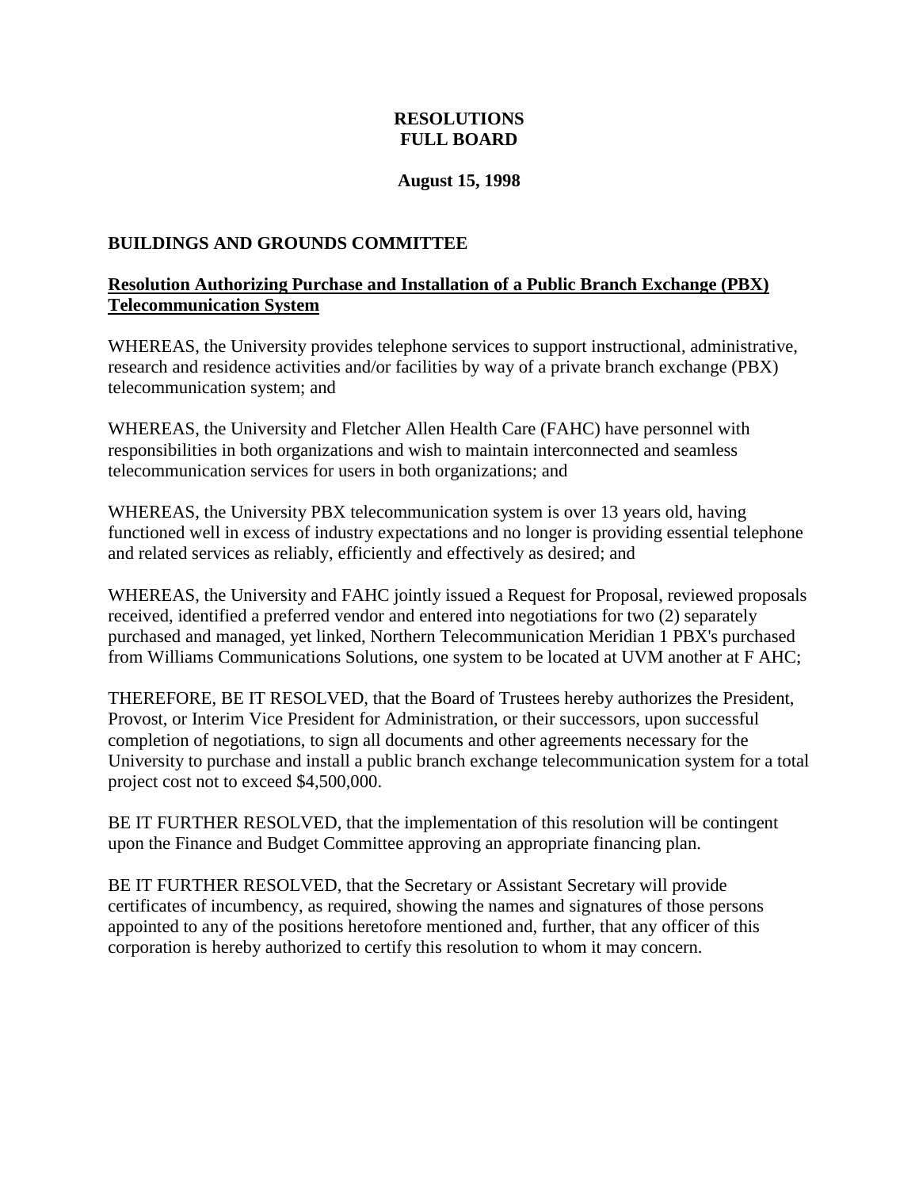# RESOLUTIONS
# FULL BOARD

**August 15, 1998**

## BUILDINGS AND GROUNDS COMMITTEE

**Resolution Authorizing Purchase and Installation of a Public Branch Exchange (PBX) Telecommunication System**

WHEREAS, the University provides telephone services to support instructional, administrative, research and residence activities and/or facilities by way of a private branch exchange (PBX) telecommunication system; and

WHEREAS, the University and Fletcher Allen Health Care (FAHC) have personnel with responsibilities in both organizations and wish to maintain interconnected and seamless telecommunication services for users in both organizations; and

WHEREAS, the University PBX telecommunication system is over 13 years old, having functioned well in excess of industry expectations and no longer is providing essential telephone and related services as reliably, efficiently and effectively as desired; and

WHEREAS, the University and FAHC jointly issued a Request for Proposal, reviewed proposals received, identified a preferred vendor and entered into negotiations for two (2) separately purchased and managed, yet linked, Northern Telecommunication Meridian 1 PBX's purchased from Williams Communications Solutions, one system to be located at UVM another at F AHC;

THEREFORE, BE IT RESOLVED, that the Board of Trustees hereby authorizes the President, Provost, or Interim Vice President for Administration, or their successors, upon successful completion of negotiations, to sign all documents and other agreements necessary for the University to purchase and install a public branch exchange telecommunication system for a total project cost not to exceed $4,500,000.

BE IT FURTHER RESOLVED, that the implementation of this resolution will be contingent upon the Finance and Budget Committee approving an appropriate financing plan.

BE IT FURTHER RESOLVED, that the Secretary or Assistant Secretary will provide certificates of incumbency, as required, showing the names and signatures of those persons appointed to any of the positions heretofore mentioned and, further, that any officer of this corporation is hereby authorized to certify this resolution to whom it may concern.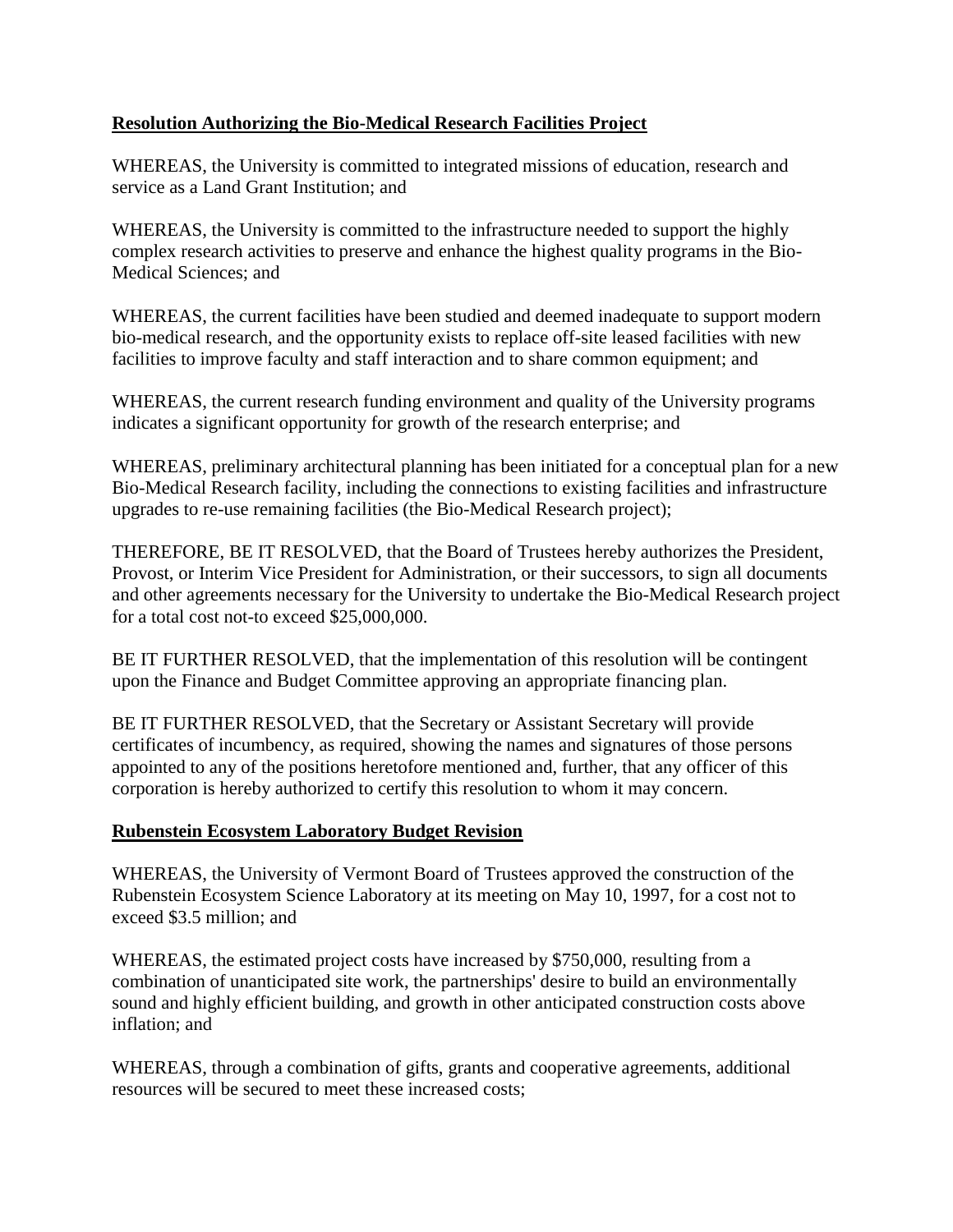**Resolution Authorizing the Bio-Medical Research Facilities Project**

WHEREAS, the University is committed to integrated missions of education, research and service as a Land Grant Institution; and

WHEREAS, the University is committed to the infrastructure needed to support the highly complex research activities to preserve and enhance the highest quality programs in the Bio-Medical Sciences; and

WHEREAS, the current facilities have been studied and deemed inadequate to support modern bio-medical research, and the opportunity exists to replace off-site leased facilities with new facilities to improve faculty and staff interaction and to share common equipment; and

WHEREAS, the current research funding environment and quality of the University programs indicates a significant opportunity for growth of the research enterprise; and

WHEREAS, preliminary architectural planning has been initiated for a conceptual plan for a new Bio-Medical Research facility, including the connections to existing facilities and infrastructure upgrades to re-use remaining facilities (the Bio-Medical Research project);

THEREFORE, BE IT RESOLVED, that the Board of Trustees hereby authorizes the President, Provost, or Interim Vice President for Administration, or their successors, to sign all documents and other agreements necessary for the University to undertake the Bio-Medical Research project for a total cost not-to exceed $25,000,000.

BE IT FURTHER RESOLVED, that the implementation of this resolution will be contingent upon the Finance and Budget Committee approving an appropriate financing plan.

BE IT FURTHER RESOLVED, that the Secretary or Assistant Secretary will provide certificates of incumbency, as required, showing the names and signatures of those persons appointed to any of the positions heretofore mentioned and, further, that any officer of this corporation is hereby authorized to certify this resolution to whom it may concern.

**Rubenstein Ecosystem Laboratory Budget Revision**

WHEREAS, the University of Vermont Board of Trustees approved the construction of the Rubenstein Ecosystem Science Laboratory at its meeting on May 10, 1997, for a cost not to exceed $3.5 million; and

WHEREAS, the estimated project costs have increased by $750,000, resulting from a combination of unanticipated site work, the partnerships' desire to build an environmentally sound and highly efficient building, and growth in other anticipated construction costs above inflation; and

WHEREAS, through a combination of gifts, grants and cooperative agreements, additional resources will be secured to meet these increased costs;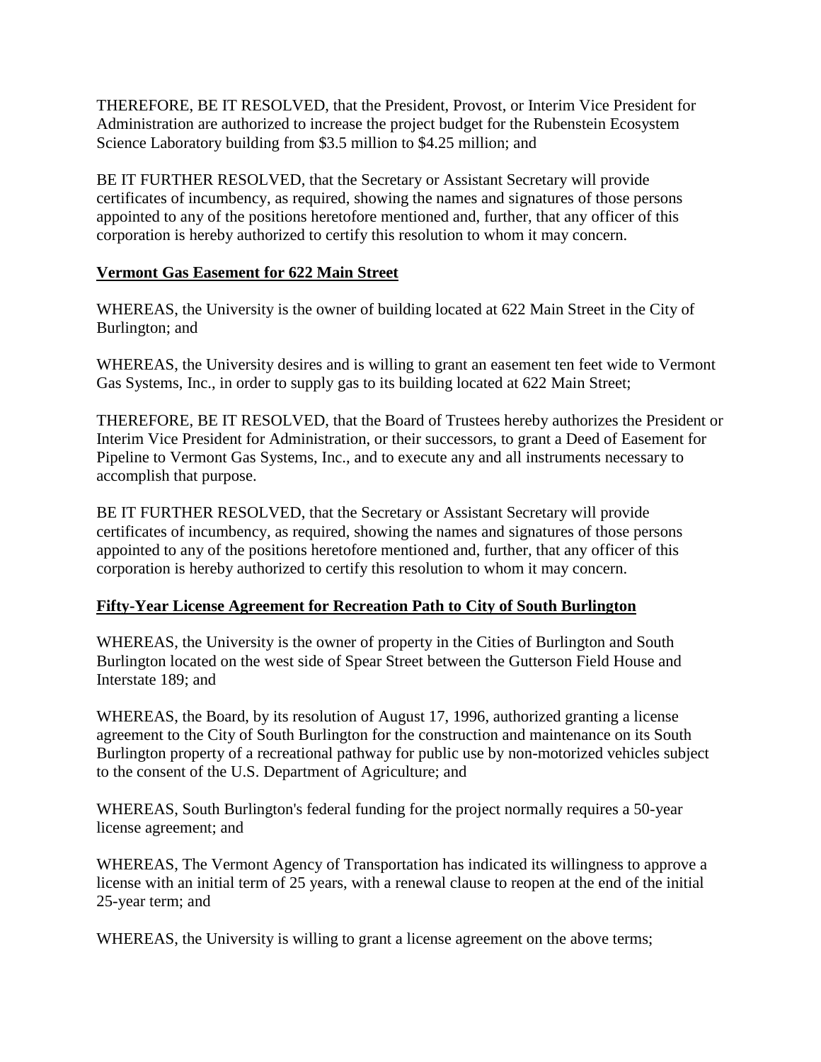THEREFORE, BE IT RESOLVED, that the President, Provost, or Interim Vice President for Administration are authorized to increase the project budget for the Rubenstein Ecosystem Science Laboratory building from $3.5 million to $4.25 million; and

BE IT FURTHER RESOLVED, that the Secretary or Assistant Secretary will provide certificates of incumbency, as required, showing the names and signatures of those persons appointed to any of the positions heretofore mentioned and, further, that any officer of this corporation is hereby authorized to certify this resolution to whom it may concern.

**Vermont Gas Easement for 622 Main Street**

WHEREAS, the University is the owner of building located at 622 Main Street in the City of Burlington; and

WHEREAS, the University desires and is willing to grant an easement ten feet wide to Vermont Gas Systems, Inc., in order to supply gas to its building located at 622 Main Street;

THEREFORE, BE IT RESOLVED, that the Board of Trustees hereby authorizes the President or Interim Vice President for Administration, or their successors, to grant a Deed of Easement for Pipeline to Vermont Gas Systems, Inc., and to execute any and all instruments necessary to accomplish that purpose.

BE IT FURTHER RESOLVED, that the Secretary or Assistant Secretary will provide certificates of incumbency, as required, showing the names and signatures of those persons appointed to any of the positions heretofore mentioned and, further, that any officer of this corporation is hereby authorized to certify this resolution to whom it may concern.

**Fifty-Year License Agreement for Recreation Path to City of South Burlington**

WHEREAS, the University is the owner of property in the Cities of Burlington and South Burlington located on the west side of Spear Street between the Gutterson Field House and Interstate 189; and

WHEREAS, the Board, by its resolution of August 17, 1996, authorized granting a license agreement to the City of South Burlington for the construction and maintenance on its South Burlington property of a recreational pathway for public use by non-motorized vehicles subject to the consent of the U.S. Department of Agriculture; and

WHEREAS, South Burlington's federal funding for the project normally requires a 50-year license agreement; and

WHEREAS, The Vermont Agency of Transportation has indicated its willingness to approve a license with an initial term of 25 years, with a renewal clause to reopen at the end of the initial 25-year term; and

WHEREAS, the University is willing to grant a license agreement on the above terms;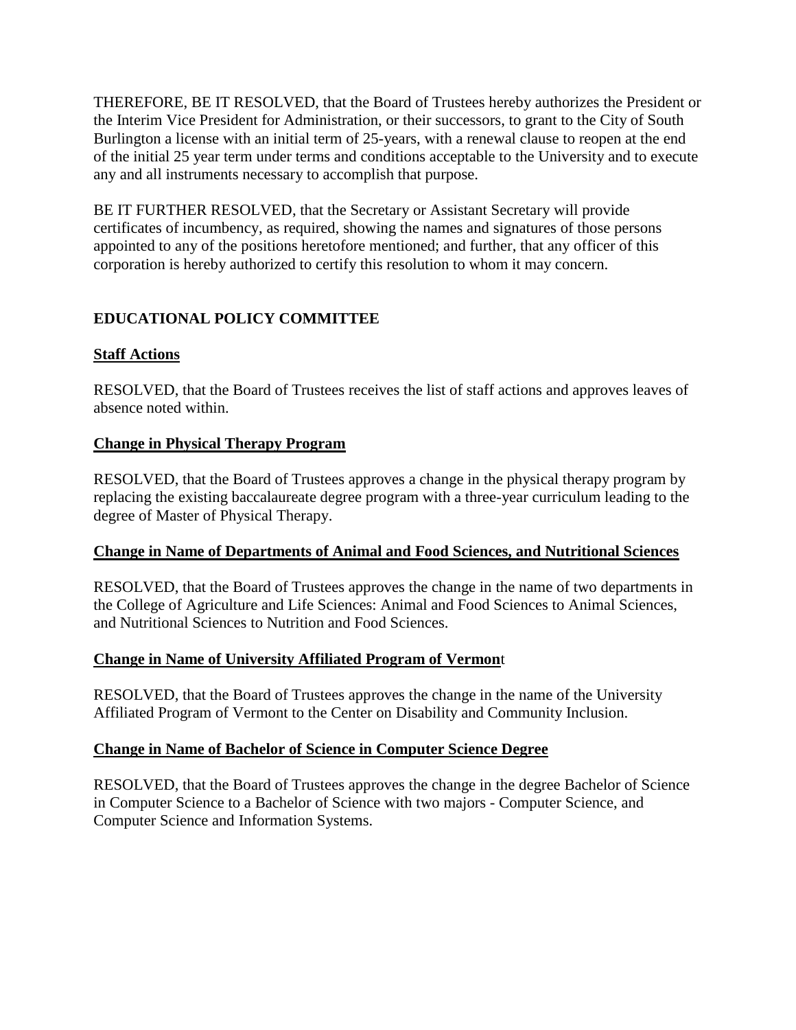THEREFORE, BE IT RESOLVED, that the Board of Trustees hereby authorizes the President or the Interim Vice President for Administration, or their successors, to grant to the City of South Burlington a license with an initial term of 25-years, with a renewal clause to reopen at the end of the initial 25 year term under terms and conditions acceptable to the University and to execute any and all instruments necessary to accomplish that purpose.

BE IT FURTHER RESOLVED, that the Secretary or Assistant Secretary will provide certificates of incumbency, as required, showing the names and signatures of those persons appointed to any of the positions heretofore mentioned; and further, that any officer of this corporation is hereby authorized to certify this resolution to whom it may concern.

## EDUCATIONAL POLICY COMMITTEE

### Staff Actions

RESOLVED, that the Board of Trustees receives the list of staff actions and approves leaves of absence noted within.

### Change in Physical Therapy Program

RESOLVED, that the Board of Trustees approves a change in the physical therapy program by replacing the existing baccalaureate degree program with a three-year curriculum leading to the degree of Master of Physical Therapy.

### Change in Name of Departments of Animal and Food Sciences, and Nutritional Sciences

RESOLVED, that the Board of Trustees approves the change in the name of two departments in the College of Agriculture and Life Sciences: Animal and Food Sciences to Animal Sciences, and Nutritional Sciences to Nutrition and Food Sciences.

### Change in Name of University Affiliated Program of Vermont

RESOLVED, that the Board of Trustees approves the change in the name of the University Affiliated Program of Vermont to the Center on Disability and Community Inclusion.

### Change in Name of Bachelor of Science in Computer Science Degree

RESOLVED, that the Board of Trustees approves the change in the degree Bachelor of Science in Computer Science to a Bachelor of Science with two majors - Computer Science, and Computer Science and Information Systems.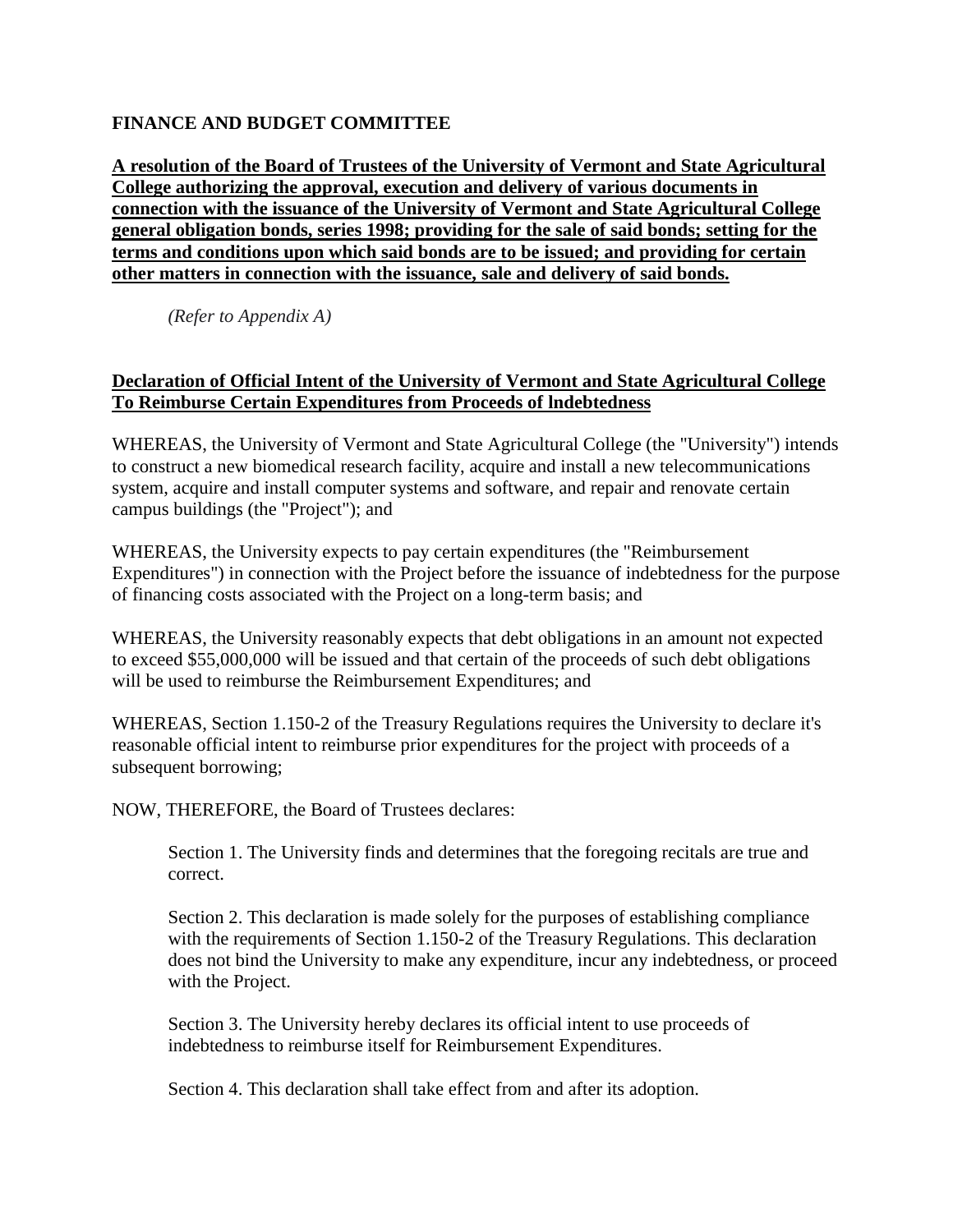**FINANCE AND BUDGET COMMITTEE**

**A resolution of the Board of Trustees of the University of Vermont and State Agricultural College authorizing the approval, execution and delivery of various documents in connection with the issuance of the University of Vermont and State Agricultural College general obligation bonds, series 1998; providing for the sale of said bonds; setting for the terms and conditions upon which said bonds are to be issued; and providing for certain other matters in connection with the issuance, sale and delivery of said bonds.**

*(Refer to Appendix A)*

**Declaration of Official Intent of the University of Vermont and State Agricultural College To Reimburse Certain Expenditures from Proceeds of lndebtedness**

WHEREAS, the University of Vermont and State Agricultural College (the "University") intends to construct a new biomedical research facility, acquire and install a new telecommunications system, acquire and install computer systems and software, and repair and renovate certain campus buildings (the "Project"); and

WHEREAS, the University expects to pay certain expenditures (the "Reimbursement Expenditures") in connection with the Project before the issuance of indebtedness for the purpose of financing costs associated with the Project on a long-term basis; and

WHEREAS, the University reasonably expects that debt obligations in an amount not expected to exceed $55,000,000 will be issued and that certain of the proceeds of such debt obligations will be used to reimburse the Reimbursement Expenditures; and

WHEREAS, Section 1.150-2 of the Treasury Regulations requires the University to declare it's reasonable official intent to reimburse prior expenditures for the project with proceeds of a subsequent borrowing;

NOW, THEREFORE, the Board of Trustees declares:

Section 1. The University finds and determines that the foregoing recitals are true and correct.

Section 2. This declaration is made solely for the purposes of establishing compliance with the requirements of Section 1.150-2 of the Treasury Regulations. This declaration does not bind the University to make any expenditure, incur any indebtedness, or proceed with the Project.

Section 3. The University hereby declares its official intent to use proceeds of indebtedness to reimburse itself for Reimbursement Expenditures.

Section 4. This declaration shall take effect from and after its adoption.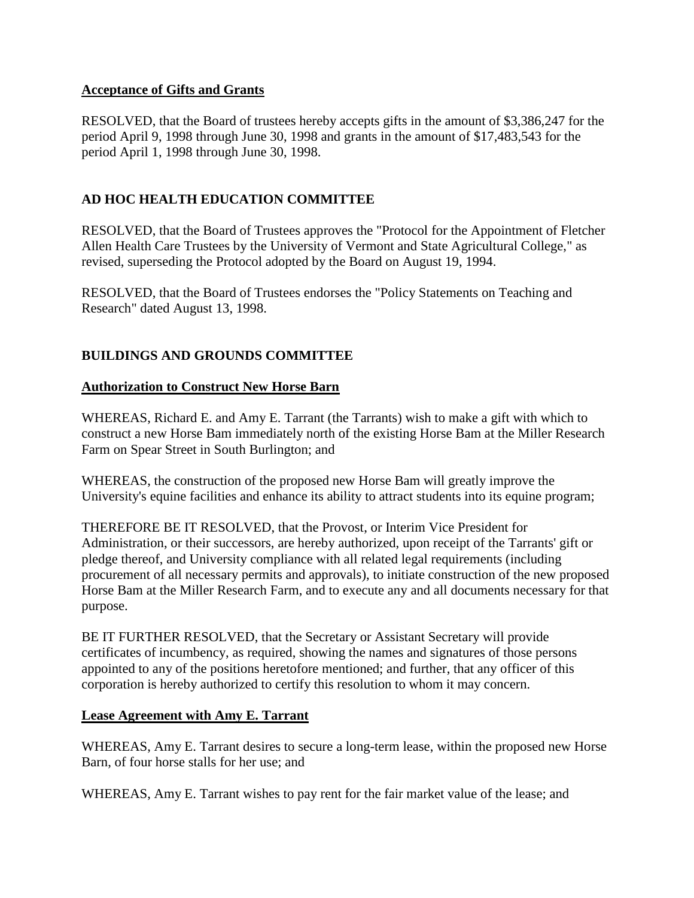**Acceptance of Gifts and Grants**

RESOLVED, that the Board of trustees hereby accepts gifts in the amount of $3,386,247 for the period April 9, 1998 through June 30, 1998 and grants in the amount of $17,483,543 for the period April 1, 1998 through June 30, 1998.

## AD HOC HEALTH EDUCATION COMMITTEE

RESOLVED, that the Board of Trustees approves the "Protocol for the Appointment of Fletcher Allen Health Care Trustees by the University of Vermont and State Agricultural College," as revised, superseding the Protocol adopted by the Board on August 19, 1994.

RESOLVED, that the Board of Trustees endorses the "Policy Statements on Teaching and Research" dated August 13, 1998.

## BUILDINGS AND GROUNDS COMMITTEE

**Authorization to Construct New Horse Barn**

WHEREAS, Richard E. and Amy E. Tarrant (the Tarrants) wish to make a gift with which to construct a new Horse Bam immediately north of the existing Horse Bam at the Miller Research Farm on Spear Street in South Burlington; and

WHEREAS, the construction of the proposed new Horse Bam will greatly improve the University's equine facilities and enhance its ability to attract students into its equine program;

THEREFORE BE IT RESOLVED, that the Provost, or Interim Vice President for Administration, or their successors, are hereby authorized, upon receipt of the Tarrants' gift or pledge thereof, and University compliance with all related legal requirements (including procurement of all necessary permits and approvals), to initiate construction of the new proposed Horse Bam at the Miller Research Farm, and to execute any and all documents necessary for that purpose.

BE IT FURTHER RESOLVED, that the Secretary or Assistant Secretary will provide certificates of incumbency, as required, showing the names and signatures of those persons appointed to any of the positions heretofore mentioned; and further, that any officer of this corporation is hereby authorized to certify this resolution to whom it may concern.

**Lease Agreement with Amy E. Tarrant**

WHEREAS, Amy E. Tarrant desires to secure a long-term lease, within the proposed new Horse Barn, of four horse stalls for her use; and

WHEREAS, Amy E. Tarrant wishes to pay rent for the fair market value of the lease; and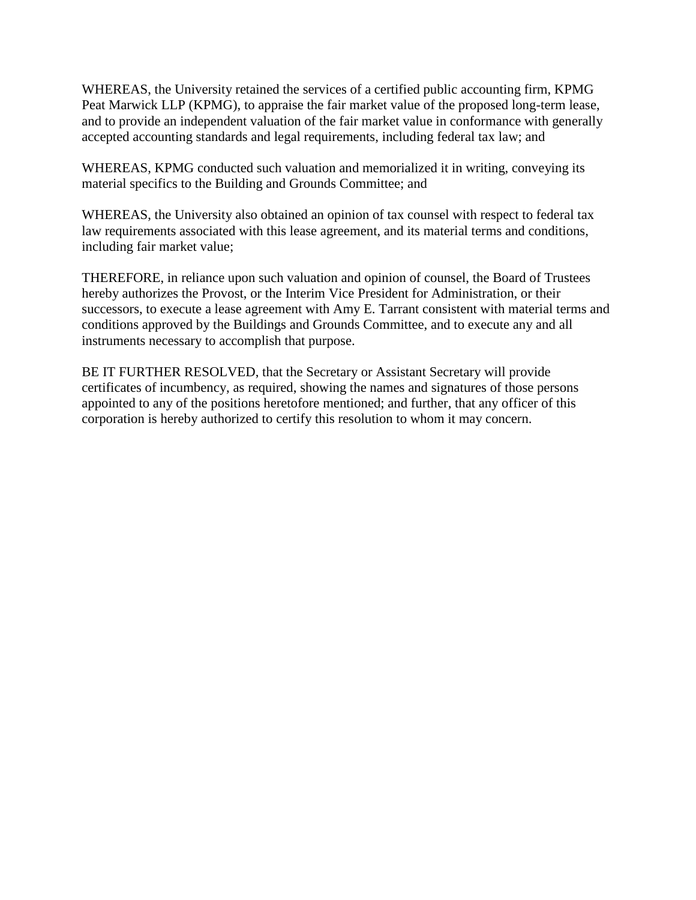WHEREAS, the University retained the services of a certified public accounting firm, KPMG Peat Marwick LLP (KPMG), to appraise the fair market value of the proposed long-term lease, and to provide an independent valuation of the fair market value in conformance with generally accepted accounting standards and legal requirements, including federal tax law; and

WHEREAS, KPMG conducted such valuation and memorialized it in writing, conveying its material specifics to the Building and Grounds Committee; and

WHEREAS, the University also obtained an opinion of tax counsel with respect to federal tax law requirements associated with this lease agreement, and its material terms and conditions, including fair market value;

THEREFORE, in reliance upon such valuation and opinion of counsel, the Board of Trustees hereby authorizes the Provost, or the Interim Vice President for Administration, or their successors, to execute a lease agreement with Amy E. Tarrant consistent with material terms and conditions approved by the Buildings and Grounds Committee, and to execute any and all instruments necessary to accomplish that purpose.

BE IT FURTHER RESOLVED, that the Secretary or Assistant Secretary will provide certificates of incumbency, as required, showing the names and signatures of those persons appointed to any of the positions heretofore mentioned; and further, that any officer of this corporation is hereby authorized to certify this resolution to whom it may concern.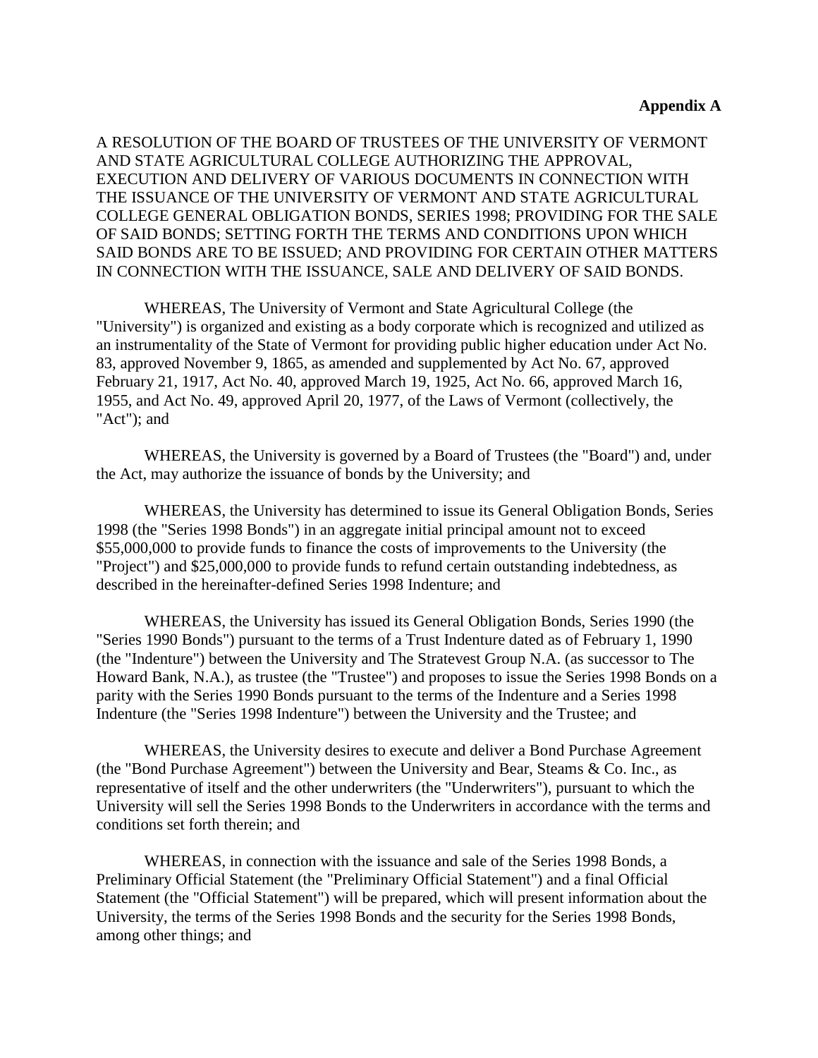**Appendix A**

A RESOLUTION OF THE BOARD OF TRUSTEES OF THE UNIVERSITY OF VERMONT AND STATE AGRICULTURAL COLLEGE AUTHORIZING THE APPROVAL, EXECUTION AND DELIVERY OF VARIOUS DOCUMENTS IN CONNECTION WITH THE ISSUANCE OF THE UNIVERSITY OF VERMONT AND STATE AGRICULTURAL COLLEGE GENERAL OBLIGATION BONDS, SERIES 1998; PROVIDING FOR THE SALE OF SAID BONDS; SETTING FORTH THE TERMS AND CONDITIONS UPON WHICH SAID BONDS ARE TO BE ISSUED; AND PROVIDING FOR CERTAIN OTHER MATTERS IN CONNECTION WITH THE ISSUANCE, SALE AND DELIVERY OF SAID BONDS.

WHEREAS, The University of Vermont and State Agricultural College (the "University") is organized and existing as a body corporate which is recognized and utilized as an instrumentality of the State of Vermont for providing public higher education under Act No. 83, approved November 9, 1865, as amended and supplemented by Act No. 67, approved February 21, 1917, Act No. 40, approved March 19, 1925, Act No. 66, approved March 16, 1955, and Act No. 49, approved April 20, 1977, of the Laws of Vermont (collectively, the "Act"); and

WHEREAS, the University is governed by a Board of Trustees (the "Board") and, under the Act, may authorize the issuance of bonds by the University; and

WHEREAS, the University has determined to issue its General Obligation Bonds, Series 1998 (the "Series 1998 Bonds") in an aggregate initial principal amount not to exceed $55,000,000 to provide funds to finance the costs of improvements to the University (the "Project") and $25,000,000 to provide funds to refund certain outstanding indebtedness, as described in the hereinafter-defined Series 1998 Indenture; and

WHEREAS, the University has issued its General Obligation Bonds, Series 1990 (the "Series 1990 Bonds") pursuant to the terms of a Trust Indenture dated as of February 1, 1990 (the "Indenture") between the University and The Stratevest Group N.A. (as successor to The Howard Bank, N.A.), as trustee (the "Trustee") and proposes to issue the Series 1998 Bonds on a parity with the Series 1990 Bonds pursuant to the terms of the Indenture and a Series 1998 Indenture (the "Series 1998 Indenture") between the University and the Trustee; and

WHEREAS, the University desires to execute and deliver a Bond Purchase Agreement (the "Bond Purchase Agreement") between the University and Bear, Steams & Co. Inc., as representative of itself and the other underwriters (the "Underwriters"), pursuant to which the University will sell the Series 1998 Bonds to the Underwriters in accordance with the terms and conditions set forth therein; and

WHEREAS, in connection with the issuance and sale of the Series 1998 Bonds, a Preliminary Official Statement (the "Preliminary Official Statement") and a final Official Statement (the "Official Statement") will be prepared, which will present information about the University, the terms of the Series 1998 Bonds and the security for the Series 1998 Bonds, among other things; and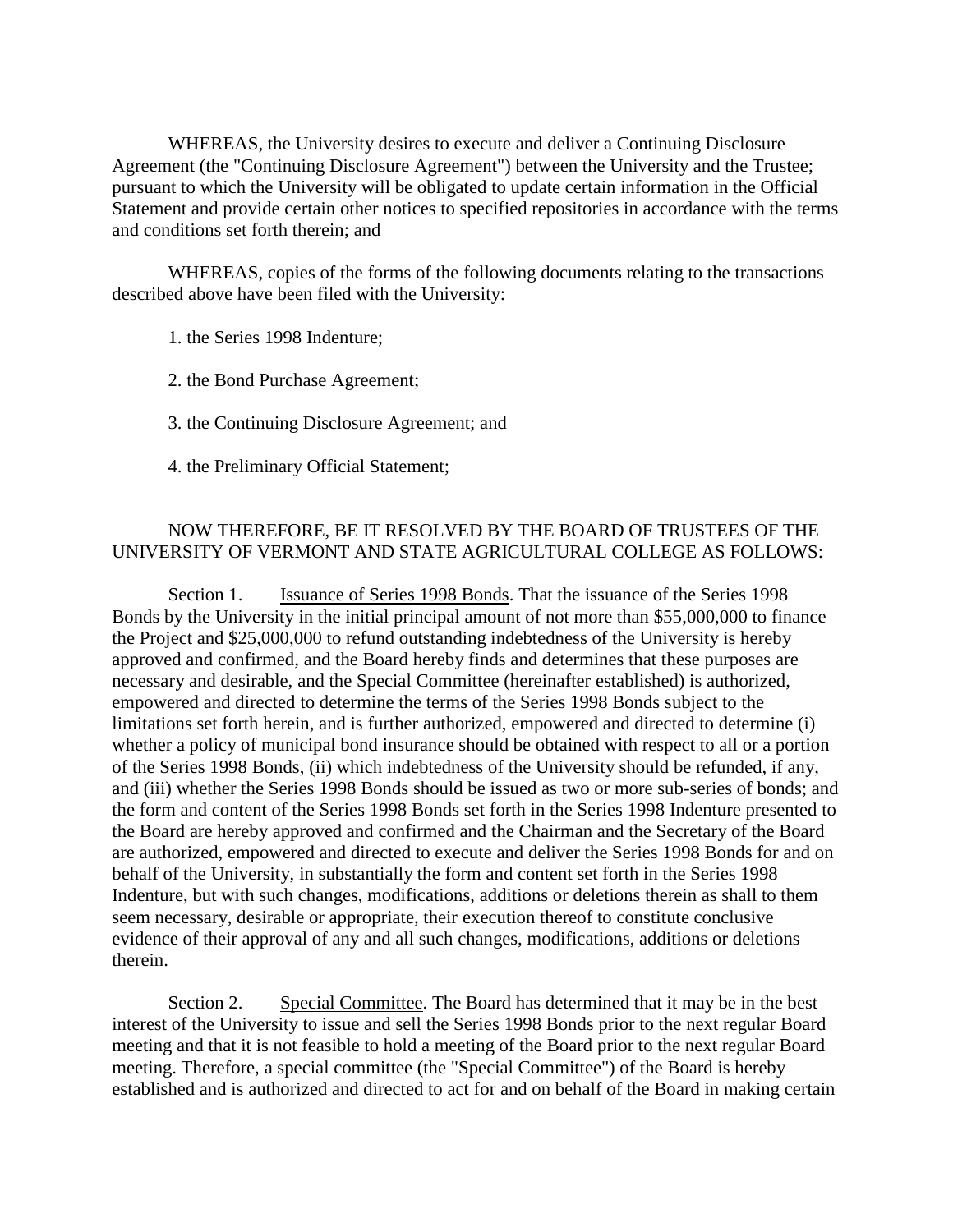WHEREAS, the University desires to execute and deliver a Continuing Disclosure Agreement (the "Continuing Disclosure Agreement") between the University and the Trustee; pursuant to which the University will be obligated to update certain information in the Official Statement and provide certain other notices to specified repositories in accordance with the terms and conditions set forth therein; and

WHEREAS, copies of the forms of the following documents relating to the transactions described above have been filed with the University:

1. the Series 1998 Indenture;

2. the Bond Purchase Agreement;

3. the Continuing Disclosure Agreement; and

4. the Preliminary Official Statement;

NOW THEREFORE, BE IT RESOLVED BY THE BOARD OF TRUSTEES OF THE UNIVERSITY OF VERMONT AND STATE AGRICULTURAL COLLEGE AS FOLLOWS:

Section 1. Issuance of Series 1998 Bonds. That the issuance of the Series 1998 Bonds by the University in the initial principal amount of not more than $55,000,000 to finance the Project and $25,000,000 to refund outstanding indebtedness of the University is hereby approved and confirmed, and the Board hereby finds and determines that these purposes are necessary and desirable, and the Special Committee (hereinafter established) is authorized, empowered and directed to determine the terms of the Series 1998 Bonds subject to the limitations set forth herein, and is further authorized, empowered and directed to determine (i) whether a policy of municipal bond insurance should be obtained with respect to all or a portion of the Series 1998 Bonds, (ii) which indebtedness of the University should be refunded, if any, and (iii) whether the Series 1998 Bonds should be issued as two or more sub-series of bonds; and the form and content of the Series 1998 Bonds set forth in the Series 1998 Indenture presented to the Board are hereby approved and confirmed and the Chairman and the Secretary of the Board are authorized, empowered and directed to execute and deliver the Series 1998 Bonds for and on behalf of the University, in substantially the form and content set forth in the Series 1998 Indenture, but with such changes, modifications, additions or deletions therein as shall to them seem necessary, desirable or appropriate, their execution thereof to constitute conclusive evidence of their approval of any and all such changes, modifications, additions or deletions therein.

Section 2. Special Committee. The Board has determined that it may be in the best interest of the University to issue and sell the Series 1998 Bonds prior to the next regular Board meeting and that it is not feasible to hold a meeting of the Board prior to the next regular Board meeting. Therefore, a special committee (the "Special Committee") of the Board is hereby established and is authorized and directed to act for and on behalf of the Board in making certain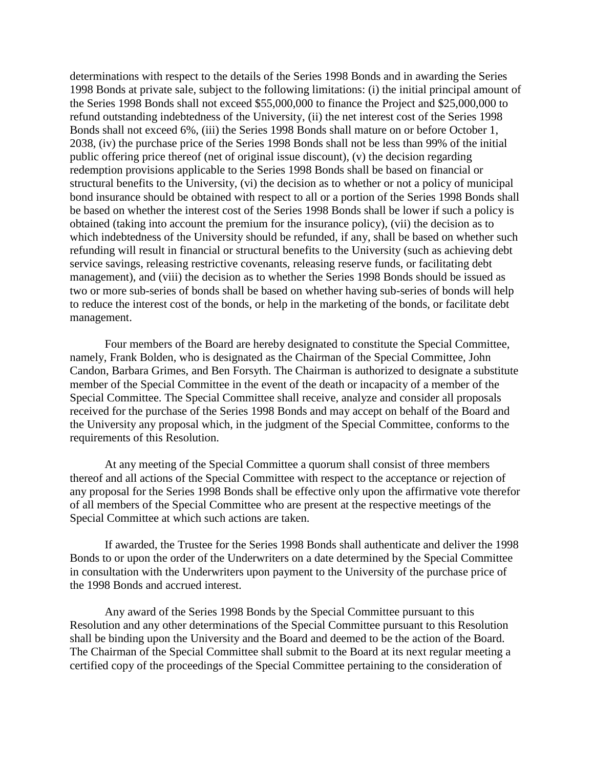determinations with respect to the details of the Series 1998 Bonds and in awarding the Series 1998 Bonds at private sale, subject to the following limitations: (i) the initial principal amount of the Series 1998 Bonds shall not exceed $55,000,000 to finance the Project and $25,000,000 to refund outstanding indebtedness of the University, (ii) the net interest cost of the Series 1998 Bonds shall not exceed 6%, (iii) the Series 1998 Bonds shall mature on or before October 1, 2038, (iv) the purchase price of the Series 1998 Bonds shall not be less than 99% of the initial public offering price thereof (net of original issue discount), (v) the decision regarding redemption provisions applicable to the Series 1998 Bonds shall be based on financial or structural benefits to the University, (vi) the decision as to whether or not a policy of municipal bond insurance should be obtained with respect to all or a portion of the Series 1998 Bonds shall be based on whether the interest cost of the Series 1998 Bonds shall be lower if such a policy is obtained (taking into account the premium for the insurance policy), (vii) the decision as to which indebtedness of the University should be refunded, if any, shall be based on whether such refunding will result in financial or structural benefits to the University (such as achieving debt service savings, releasing restrictive covenants, releasing reserve funds, or facilitating debt management), and (viii) the decision as to whether the Series 1998 Bonds should be issued as two or more sub-series of bonds shall be based on whether having sub-series of bonds will help to reduce the interest cost of the bonds, or help in the marketing of the bonds, or facilitate debt management.

Four members of the Board are hereby designated to constitute the Special Committee, namely, Frank Bolden, who is designated as the Chairman of the Special Committee, John Candon, Barbara Grimes, and Ben Forsyth. The Chairman is authorized to designate a substitute member of the Special Committee in the event of the death or incapacity of a member of the Special Committee. The Special Committee shall receive, analyze and consider all proposals received for the purchase of the Series 1998 Bonds and may accept on behalf of the Board and the University any proposal which, in the judgment of the Special Committee, conforms to the requirements of this Resolution.

At any meeting of the Special Committee a quorum shall consist of three members thereof and all actions of the Special Committee with respect to the acceptance or rejection of any proposal for the Series 1998 Bonds shall be effective only upon the affirmative vote therefor of all members of the Special Committee who are present at the respective meetings of the Special Committee at which such actions are taken.

If awarded, the Trustee for the Series 1998 Bonds shall authenticate and deliver the 1998 Bonds to or upon the order of the Underwriters on a date determined by the Special Committee in consultation with the Underwriters upon payment to the University of the purchase price of the 1998 Bonds and accrued interest.

Any award of the Series 1998 Bonds by the Special Committee pursuant to this Resolution and any other determinations of the Special Committee pursuant to this Resolution shall be binding upon the University and the Board and deemed to be the action of the Board. The Chairman of the Special Committee shall submit to the Board at its next regular meeting a certified copy of the proceedings of the Special Committee pertaining to the consideration of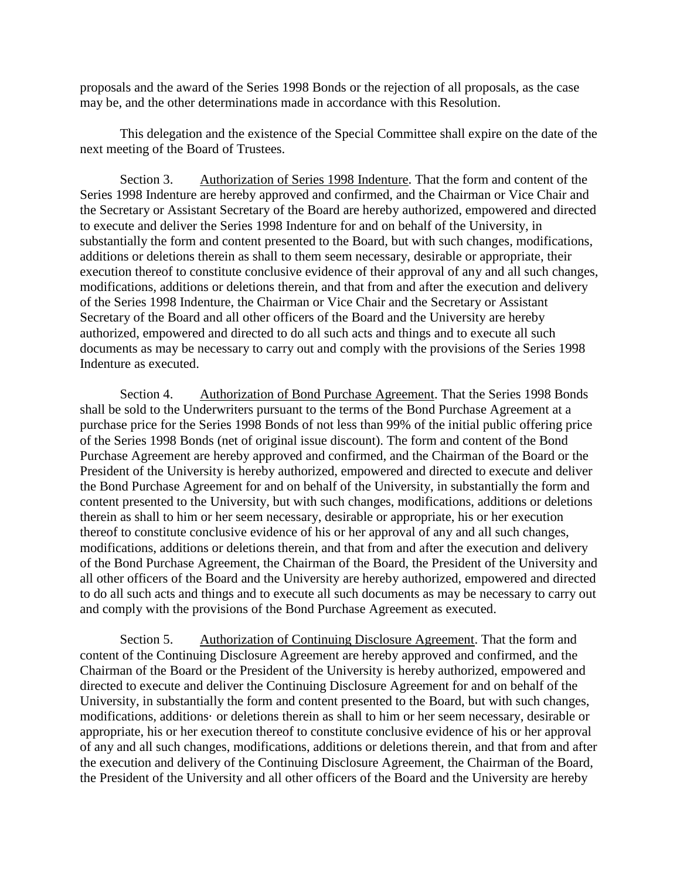proposals and the award of the Series 1998 Bonds or the rejection of all proposals, as the case may be, and the other determinations made in accordance with this Resolution.

This delegation and the existence of the Special Committee shall expire on the date of the next meeting of the Board of Trustees.

Section 3. Authorization of Series 1998 Indenture. That the form and content of the Series 1998 Indenture are hereby approved and confirmed, and the Chairman or Vice Chair and the Secretary or Assistant Secretary of the Board are hereby authorized, empowered and directed to execute and deliver the Series 1998 Indenture for and on behalf of the University, in substantially the form and content presented to the Board, but with such changes, modifications, additions or deletions therein as shall to them seem necessary, desirable or appropriate, their execution thereof to constitute conclusive evidence of their approval of any and all such changes, modifications, additions or deletions therein, and that from and after the execution and delivery of the Series 1998 Indenture, the Chairman or Vice Chair and the Secretary or Assistant Secretary of the Board and all other officers of the Board and the University are hereby authorized, empowered and directed to do all such acts and things and to execute all such documents as may be necessary to carry out and comply with the provisions of the Series 1998 Indenture as executed.

Section 4. Authorization of Bond Purchase Agreement. That the Series 1998 Bonds shall be sold to the Underwriters pursuant to the terms of the Bond Purchase Agreement at a purchase price for the Series 1998 Bonds of not less than 99% of the initial public offering price of the Series 1998 Bonds (net of original issue discount). The form and content of the Bond Purchase Agreement are hereby approved and confirmed, and the Chairman of the Board or the President of the University is hereby authorized, empowered and directed to execute and deliver the Bond Purchase Agreement for and on behalf of the University, in substantially the form and content presented to the University, but with such changes, modifications, additions or deletions therein as shall to him or her seem necessary, desirable or appropriate, his or her execution thereof to constitute conclusive evidence of his or her approval of any and all such changes, modifications, additions or deletions therein, and that from and after the execution and delivery of the Bond Purchase Agreement, the Chairman of the Board, the President of the University and all other officers of the Board and the University are hereby authorized, empowered and directed to do all such acts and things and to execute all such documents as may be necessary to carry out and comply with the provisions of the Bond Purchase Agreement as executed.

Section 5. Authorization of Continuing Disclosure Agreement. That the form and content of the Continuing Disclosure Agreement are hereby approved and confirmed, and the Chairman of the Board or the President of the University is hereby authorized, empowered and directed to execute and deliver the Continuing Disclosure Agreement for and on behalf of the University, in substantially the form and content presented to the Board, but with such changes, modifications, additions· or deletions therein as shall to him or her seem necessary, desirable or appropriate, his or her execution thereof to constitute conclusive evidence of his or her approval of any and all such changes, modifications, additions or deletions therein, and that from and after the execution and delivery of the Continuing Disclosure Agreement, the Chairman of the Board, the President of the University and all other officers of the Board and the University are hereby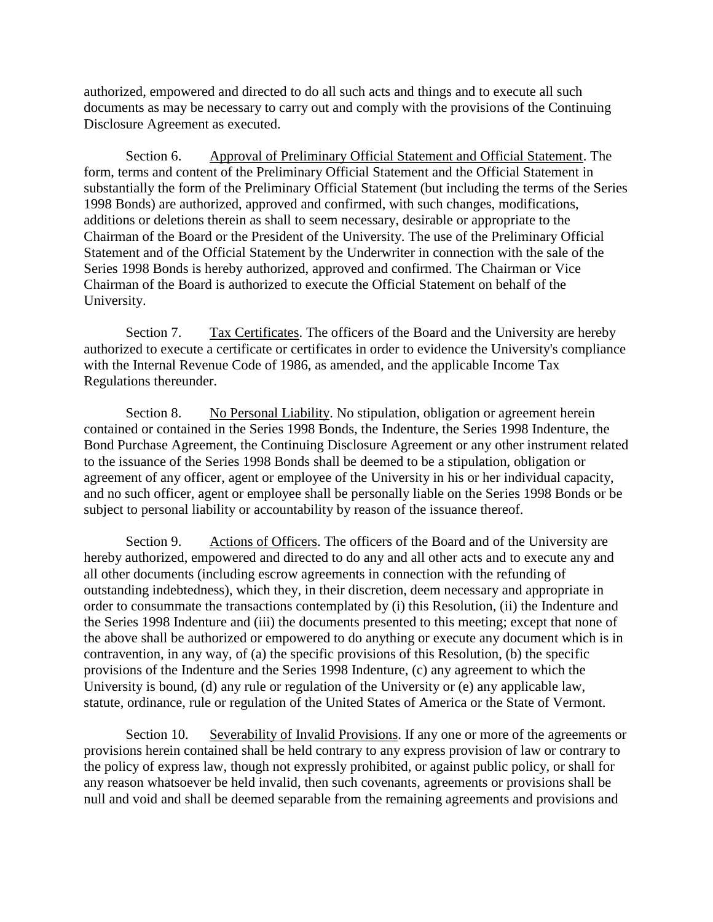authorized, empowered and directed to do all such acts and things and to execute all such documents as may be necessary to carry out and comply with the provisions of the Continuing Disclosure Agreement as executed.

Section 6. Approval of Preliminary Official Statement and Official Statement. The form, terms and content of the Preliminary Official Statement and the Official Statement in substantially the form of the Preliminary Official Statement (but including the terms of the Series 1998 Bonds) are authorized, approved and confirmed, with such changes, modifications, additions or deletions therein as shall to seem necessary, desirable or appropriate to the Chairman of the Board or the President of the University. The use of the Preliminary Official Statement and of the Official Statement by the Underwriter in connection with the sale of the Series 1998 Bonds is hereby authorized, approved and confirmed. The Chairman or Vice Chairman of the Board is authorized to execute the Official Statement on behalf of the University.

Section 7. Tax Certificates. The officers of the Board and the University are hereby authorized to execute a certificate or certificates in order to evidence the University's compliance with the Internal Revenue Code of 1986, as amended, and the applicable Income Tax Regulations thereunder.

Section 8. No Personal Liability. No stipulation, obligation or agreement herein contained or contained in the Series 1998 Bonds, the Indenture, the Series 1998 Indenture, the Bond Purchase Agreement, the Continuing Disclosure Agreement or any other instrument related to the issuance of the Series 1998 Bonds shall be deemed to be a stipulation, obligation or agreement of any officer, agent or employee of the University in his or her individual capacity, and no such officer, agent or employee shall be personally liable on the Series 1998 Bonds or be subject to personal liability or accountability by reason of the issuance thereof.

Section 9. Actions of Officers. The officers of the Board and of the University are hereby authorized, empowered and directed to do any and all other acts and to execute any and all other documents (including escrow agreements in connection with the refunding of outstanding indebtedness), which they, in their discretion, deem necessary and appropriate in order to consummate the transactions contemplated by (i) this Resolution, (ii) the Indenture and the Series 1998 Indenture and (iii) the documents presented to this meeting; except that none of the above shall be authorized or empowered to do anything or execute any document which is in contravention, in any way, of (a) the specific provisions of this Resolution, (b) the specific provisions of the Indenture and the Series 1998 Indenture, (c) any agreement to which the University is bound, (d) any rule or regulation of the University or (e) any applicable law, statute, ordinance, rule or regulation of the United States of America or the State of Vermont.

Section 10. Severability of Invalid Provisions. If any one or more of the agreements or provisions herein contained shall be held contrary to any express provision of law or contrary to the policy of express law, though not expressly prohibited, or against public policy, or shall for any reason whatsoever be held invalid, then such covenants, agreements or provisions shall be null and void and shall be deemed separable from the remaining agreements and provisions and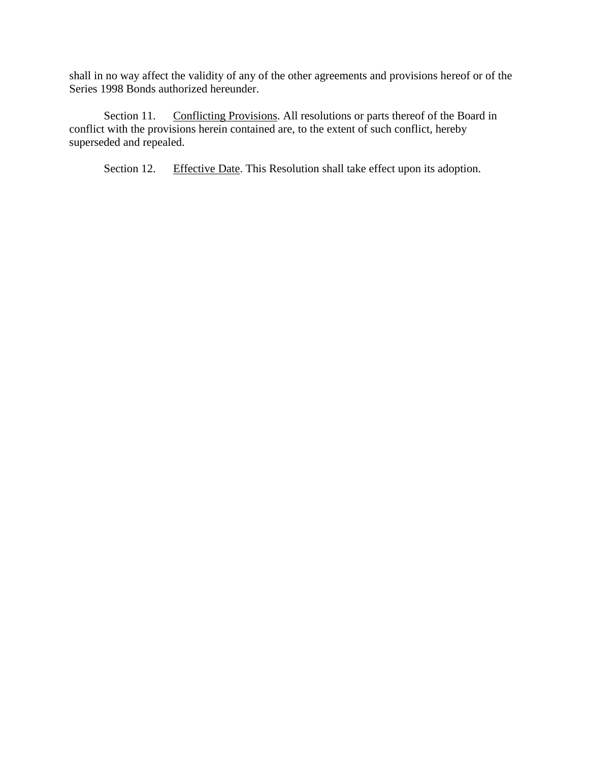shall in no way affect the validity of any of the other agreements and provisions hereof or of the Series 1998 Bonds authorized hereunder.

Section 11. Conflicting Provisions. All resolutions or parts thereof of the Board in conflict with the provisions herein contained are, to the extent of such conflict, hereby superseded and repealed.

Section 12. Effective Date. This Resolution shall take effect upon its adoption.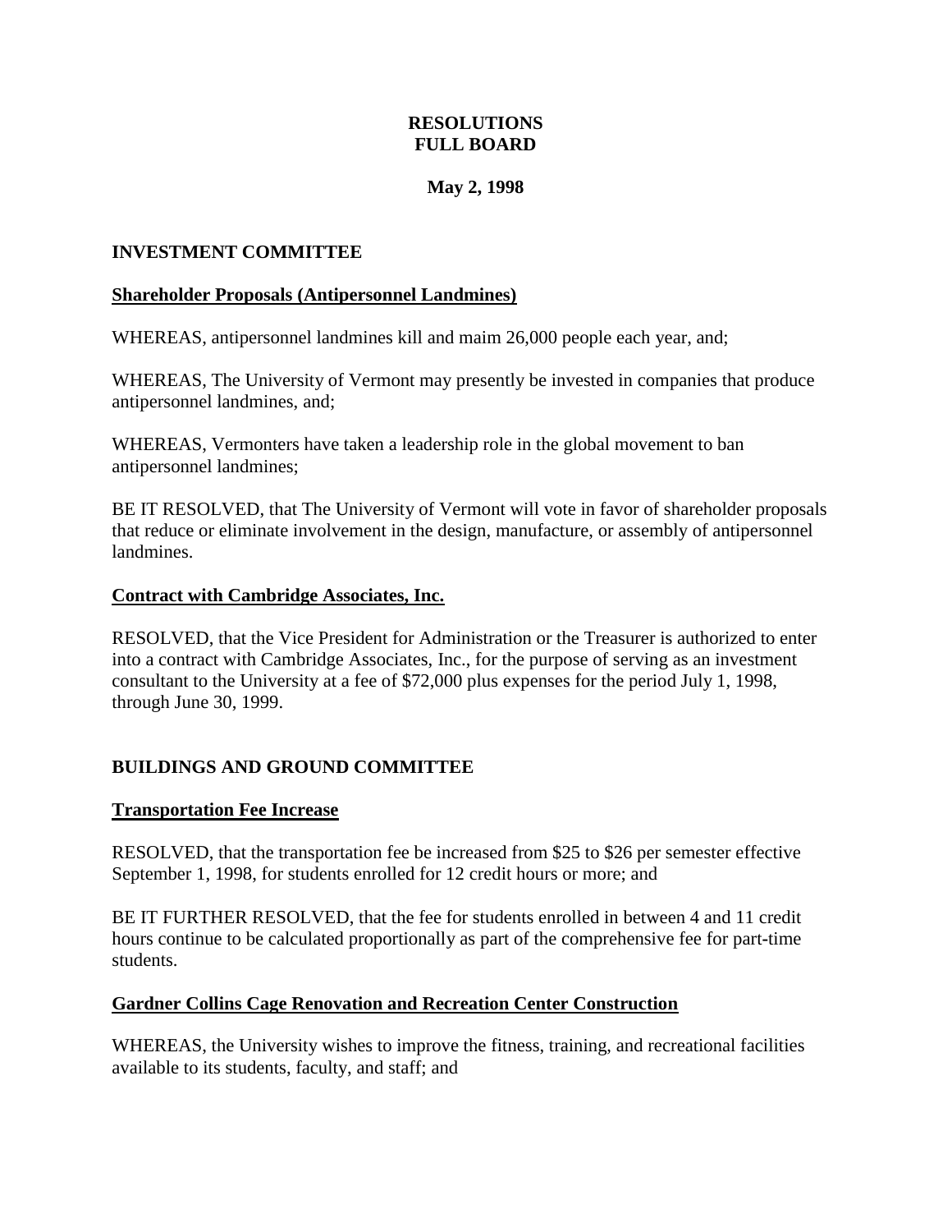# RESOLUTIONS
# FULL BOARD

**May 2, 1998**

## INVESTMENT COMMITTEE

### Shareholder Proposals (Antipersonnel Landmines)

WHEREAS, antipersonnel landmines kill and maim 26,000 people each year, and;

WHEREAS, The University of Vermont may presently be invested in companies that produce antipersonnel landmines, and;

WHEREAS, Vermonters have taken a leadership role in the global movement to ban antipersonnel landmines;

BE IT RESOLVED, that The University of Vermont will vote in favor of shareholder proposals that reduce or eliminate involvement in the design, manufacture, or assembly of antipersonnel landmines.

### Contract with Cambridge Associates, Inc.

RESOLVED, that the Vice President for Administration or the Treasurer is authorized to enter into a contract with Cambridge Associates, Inc., for the purpose of serving as an investment consultant to the University at a fee of $72,000 plus expenses for the period July 1, 1998, through June 30, 1999.

## BUILDINGS AND GROUND COMMITTEE

### Transportation Fee Increase

RESOLVED, that the transportation fee be increased from $25 to $26 per semester effective September 1, 1998, for students enrolled for 12 credit hours or more; and

BE IT FURTHER RESOLVED, that the fee for students enrolled in between 4 and 11 credit hours continue to be calculated proportionally as part of the comprehensive fee for part-time students.

### Gardner Collins Cage Renovation and Recreation Center Construction

WHEREAS, the University wishes to improve the fitness, training, and recreational facilities available to its students, faculty, and staff; and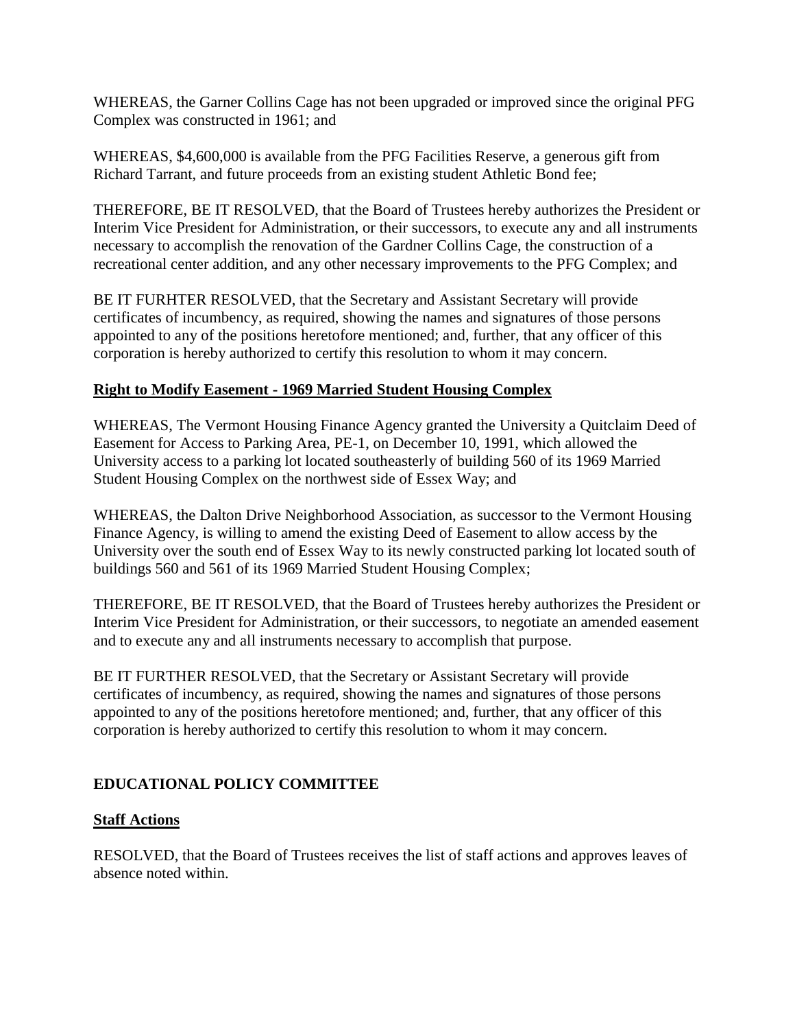WHEREAS, the Garner Collins Cage has not been upgraded or improved since the original PFG Complex was constructed in 1961; and

WHEREAS, $4,600,000 is available from the PFG Facilities Reserve, a generous gift from Richard Tarrant, and future proceeds from an existing student Athletic Bond fee;

THEREFORE, BE IT RESOLVED, that the Board of Trustees hereby authorizes the President or Interim Vice President for Administration, or their successors, to execute any and all instruments necessary to accomplish the renovation of the Gardner Collins Cage, the construction of a recreational center addition, and any other necessary improvements to the PFG Complex; and

BE IT FURHTER RESOLVED, that the Secretary and Assistant Secretary will provide certificates of incumbency, as required, showing the names and signatures of those persons appointed to any of the positions heretofore mentioned; and, further, that any officer of this corporation is hereby authorized to certify this resolution to whom it may concern.

**Right to Modify Easement - 1969 Married Student Housing Complex**

WHEREAS, The Vermont Housing Finance Agency granted the University a Quitclaim Deed of Easement for Access to Parking Area, PE-1, on December 10, 1991, which allowed the University access to a parking lot located southeasterly of building 560 of its 1969 Married Student Housing Complex on the northwest side of Essex Way; and

WHEREAS, the Dalton Drive Neighborhood Association, as successor to the Vermont Housing Finance Agency, is willing to amend the existing Deed of Easement to allow access by the University over the south end of Essex Way to its newly constructed parking lot located south of buildings 560 and 561 of its 1969 Married Student Housing Complex;

THEREFORE, BE IT RESOLVED, that the Board of Trustees hereby authorizes the President or Interim Vice President for Administration, or their successors, to negotiate an amended easement and to execute any and all instruments necessary to accomplish that purpose.

BE IT FURTHER RESOLVED, that the Secretary or Assistant Secretary will provide certificates of incumbency, as required, showing the names and signatures of those persons appointed to any of the positions heretofore mentioned; and, further, that any officer of this corporation is hereby authorized to certify this resolution to whom it may concern.

**EDUCATIONAL POLICY COMMITTEE**

**Staff Actions**

RESOLVED, that the Board of Trustees receives the list of staff actions and approves leaves of absence noted within.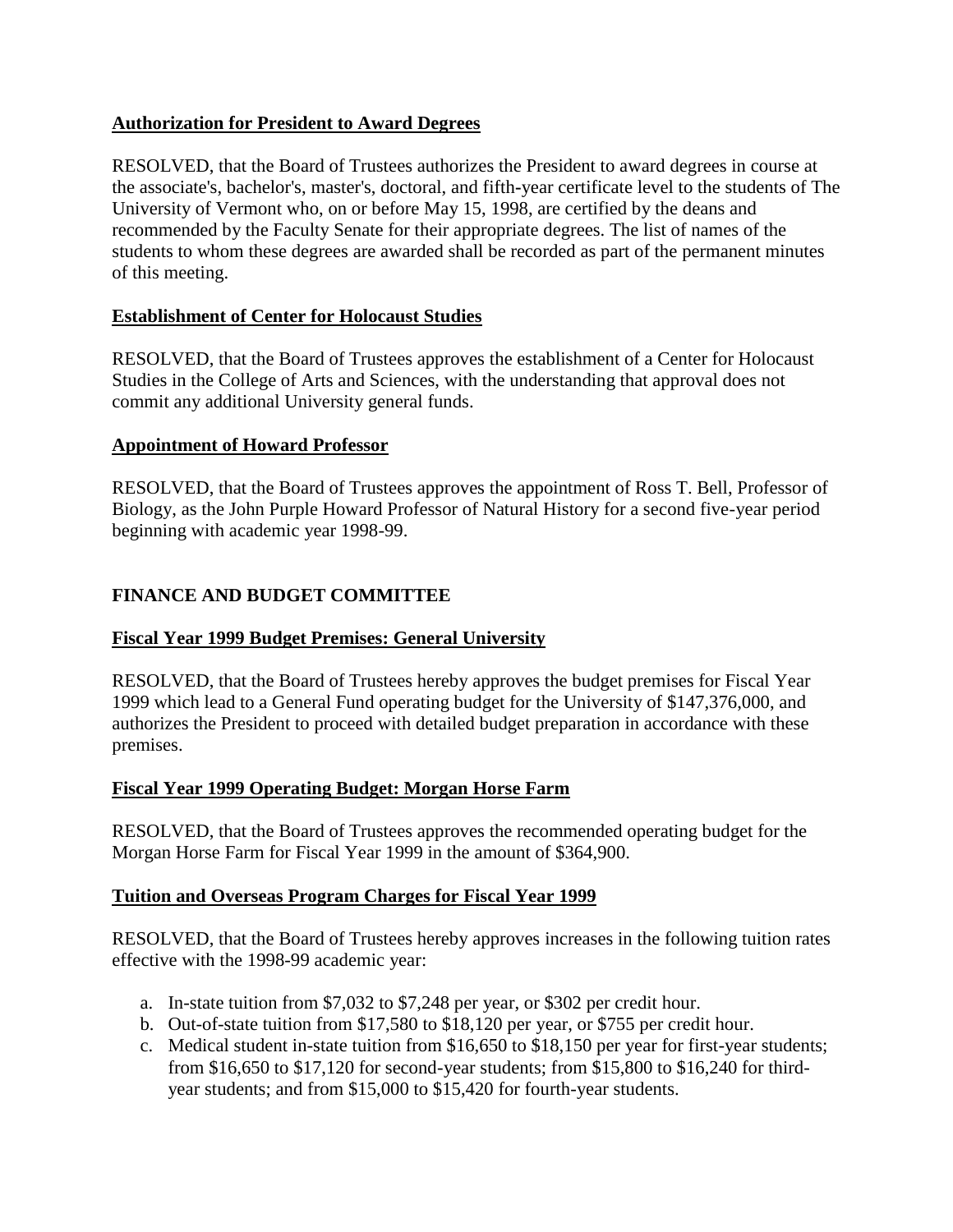**Authorization for President to Award Degrees**

RESOLVED, that the Board of Trustees authorizes the President to award degrees in course at the associate's, bachelor's, master's, doctoral, and fifth-year certificate level to the students of The University of Vermont who, on or before May 15, 1998, are certified by the deans and recommended by the Faculty Senate for their appropriate degrees. The list of names of the students to whom these degrees are awarded shall be recorded as part of the permanent minutes of this meeting.

**Establishment of Center for Holocaust Studies**

RESOLVED, that the Board of Trustees approves the establishment of a Center for Holocaust Studies in the College of Arts and Sciences, with the understanding that approval does not commit any additional University general funds.

**Appointment of Howard Professor**

RESOLVED, that the Board of Trustees approves the appointment of Ross T. Bell, Professor of Biology, as the John Purple Howard Professor of Natural History for a second five-year period beginning with academic year 1998-99.

## FINANCE AND BUDGET COMMITTEE

**Fiscal Year 1999 Budget Premises: General University**

RESOLVED, that the Board of Trustees hereby approves the budget premises for Fiscal Year 1999 which lead to a General Fund operating budget for the University of $147,376,000, and authorizes the President to proceed with detailed budget preparation in accordance with these premises.

**Fiscal Year 1999 Operating Budget: Morgan Horse Farm**

RESOLVED, that the Board of Trustees approves the recommended operating budget for the Morgan Horse Farm for Fiscal Year 1999 in the amount of $364,900.

**Tuition and Overseas Program Charges for Fiscal Year 1999**

RESOLVED, that the Board of Trustees hereby approves increases in the following tuition rates effective with the 1998-99 academic year:

a. In-state tuition from $7,032 to $7,248 per year, or $302 per credit hour.
b. Out-of-state tuition from $17,580 to $18,120 per year, or $755 per credit hour.
c. Medical student in-state tuition from $16,650 to $18,150 per year for first-year students; from $16,650 to $17,120 for second-year students; from $15,800 to $16,240 for third-year students; and from $15,000 to $15,420 for fourth-year students.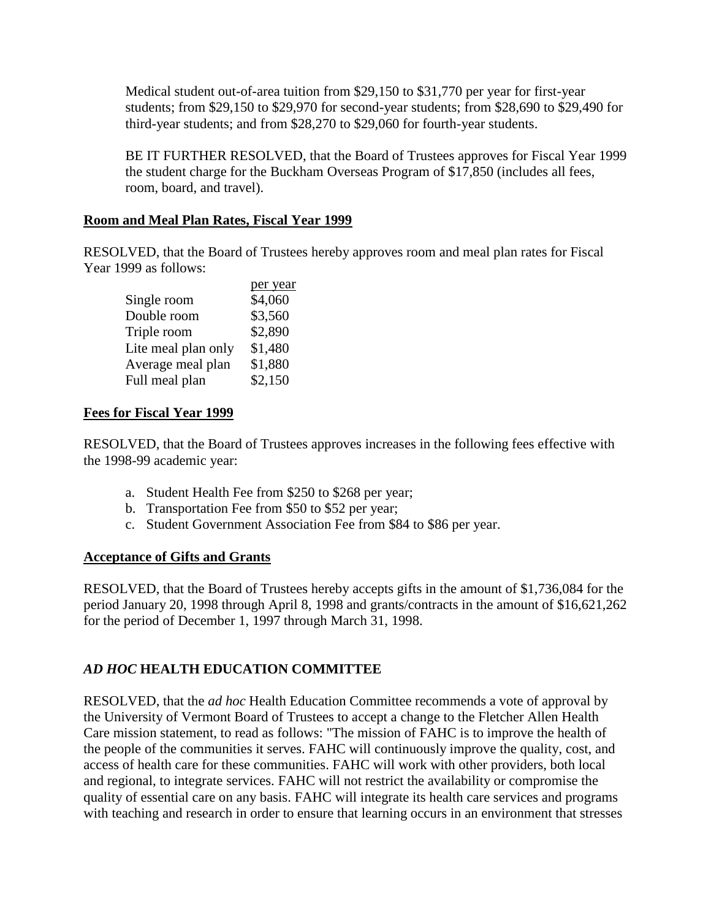Medical student out-of-area tuition from $29,150 to $31,770 per year for first-year students; from $29,150 to $29,970 for second-year students; from $28,690 to $29,490 for third-year students; and from $28,270 to $29,060 for fourth-year students.

BE IT FURTHER RESOLVED, that the Board of Trustees approves for Fiscal Year 1999 the student charge for the Buckham Overseas Program of $17,850 (includes all fees, room, board, and travel).

**Room and Meal Plan Rates, Fiscal Year 1999**

RESOLVED, that the Board of Trustees hereby approves room and meal plan rates for Fiscal Year 1999 as follows:

| | per year |
|---|---|
| Single room | $4,060 |
| Double room | $3,560 |
| Triple room | $2,890 |
| Lite meal plan only | $1,480 |
| Average meal plan | $1,880 |
| Full meal plan | $2,150 |

**Fees for Fiscal Year 1999**

RESOLVED, that the Board of Trustees approves increases in the following fees effective with the 1998-99 academic year:

a. Student Health Fee from $250 to $268 per year;
b. Transportation Fee from $50 to $52 per year;
c. Student Government Association Fee from $84 to $86 per year.

**Acceptance of Gifts and Grants**

RESOLVED, that the Board of Trustees hereby accepts gifts in the amount of $1,736,084 for the period January 20, 1998 through April 8, 1998 and grants/contracts in the amount of $16,621,262 for the period of December 1, 1997 through March 31, 1998.

## *AD HOC* HEALTH EDUCATION COMMITTEE

RESOLVED, that the *ad hoc* Health Education Committee recommends a vote of approval by the University of Vermont Board of Trustees to accept a change to the Fletcher Allen Health Care mission statement, to read as follows: "The mission of FAHC is to improve the health of the people of the communities it serves. FAHC will continuously improve the quality, cost, and access of health care for these communities. FAHC will work with other providers, both local and regional, to integrate services. FAHC will not restrict the availability or compromise the quality of essential care on any basis. FAHC will integrate its health care services and programs with teaching and research in order to ensure that learning occurs in an environment that stresses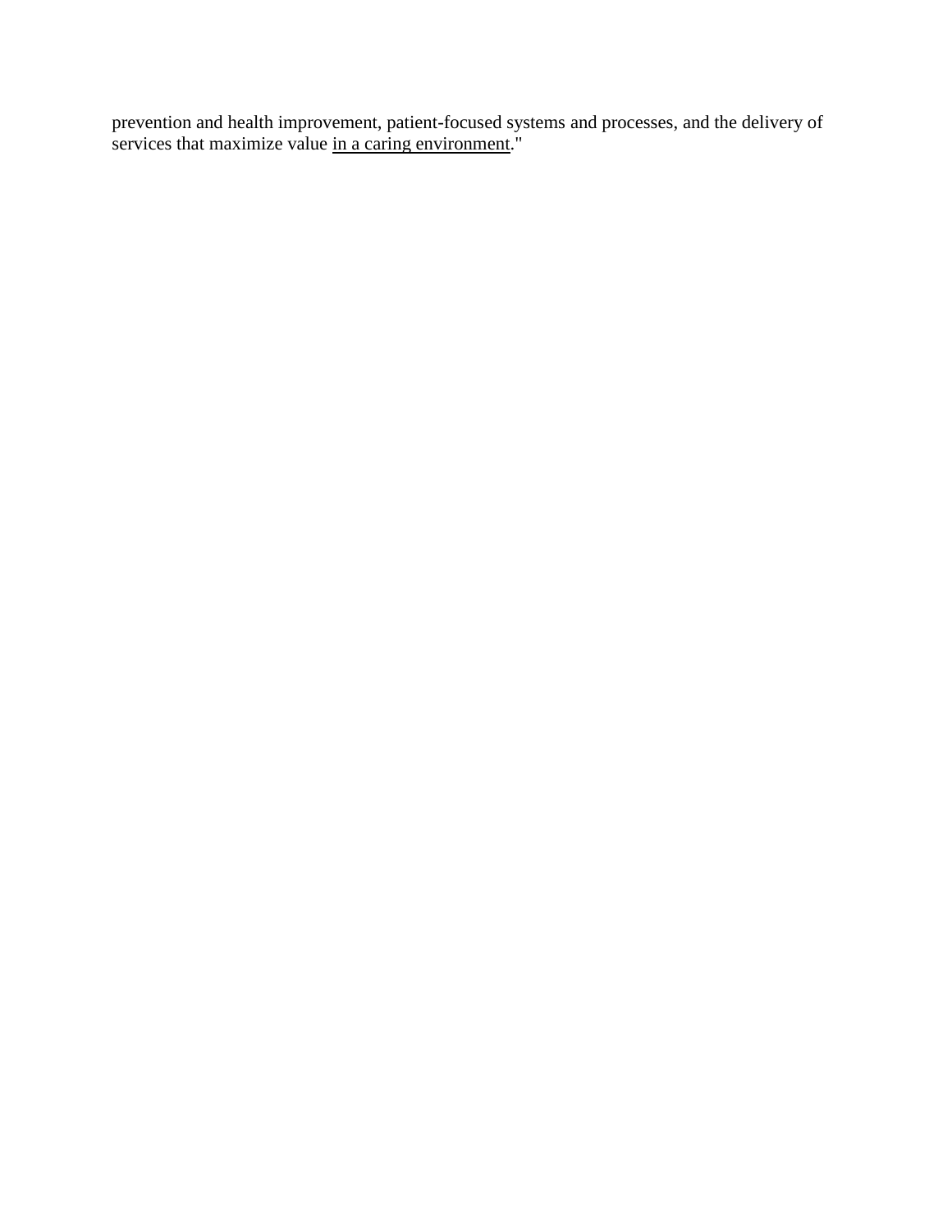prevention and health improvement, patient-focused systems and processes, and the delivery of services that maximize value <u>in a caring environment</u>."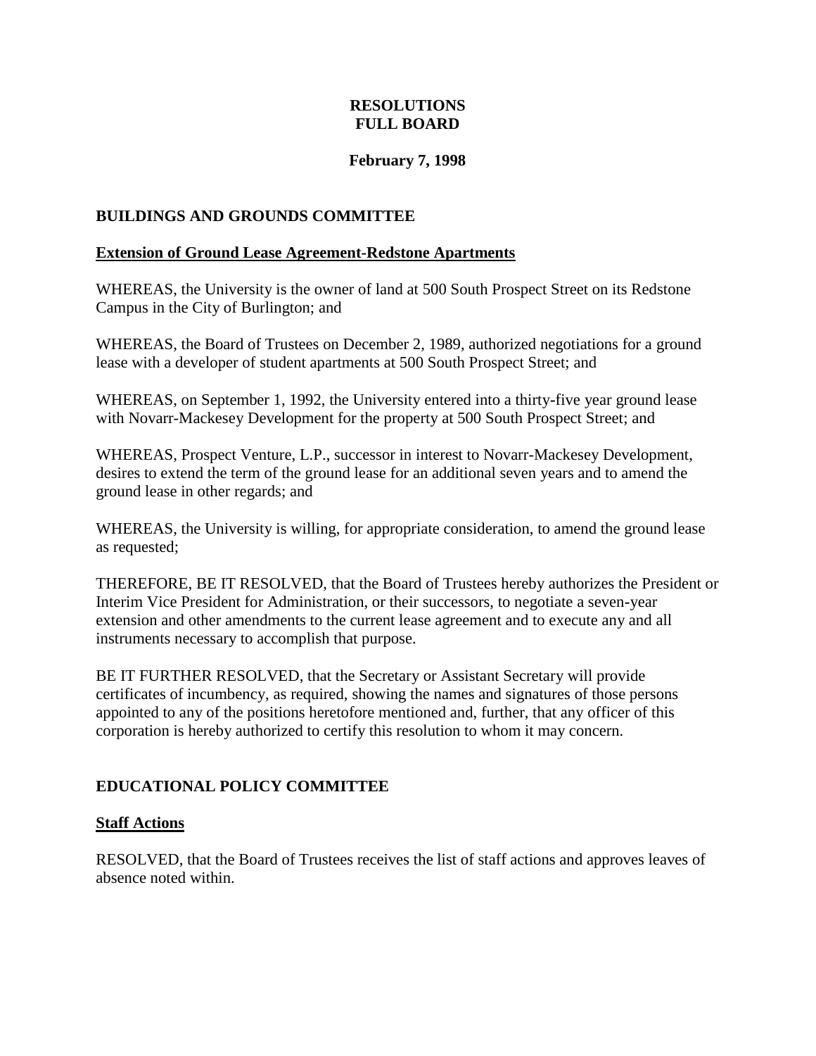# RESOLUTIONS
# FULL BOARD

**February 7, 1998**

## BUILDINGS AND GROUNDS COMMITTEE

### Extension of Ground Lease Agreement-Redstone Apartments

WHEREAS, the University is the owner of land at 500 South Prospect Street on its Redstone Campus in the City of Burlington; and

WHEREAS, the Board of Trustees on December 2, 1989, authorized negotiations for a ground lease with a developer of student apartments at 500 South Prospect Street; and

WHEREAS, on September 1, 1992, the University entered into a thirty-five year ground lease with Novarr-Mackesey Development for the property at 500 South Prospect Street; and

WHEREAS, Prospect Venture, L.P., successor in interest to Novarr-Mackesey Development, desires to extend the term of the ground lease for an additional seven years and to amend the ground lease in other regards; and

WHEREAS, the University is willing, for appropriate consideration, to amend the ground lease as requested;

THEREFORE, BE IT RESOLVED, that the Board of Trustees hereby authorizes the President or Interim Vice President for Administration, or their successors, to negotiate a seven-year extension and other amendments to the current lease agreement and to execute any and all instruments necessary to accomplish that purpose.

BE IT FURTHER RESOLVED, that the Secretary or Assistant Secretary will provide certificates of incumbency, as required, showing the names and signatures of those persons appointed to any of the positions heretofore mentioned and, further, that any officer of this corporation is hereby authorized to certify this resolution to whom it may concern.

## EDUCATIONAL POLICY COMMITTEE

### Staff Actions

RESOLVED, that the Board of Trustees receives the list of staff actions and approves leaves of absence noted within.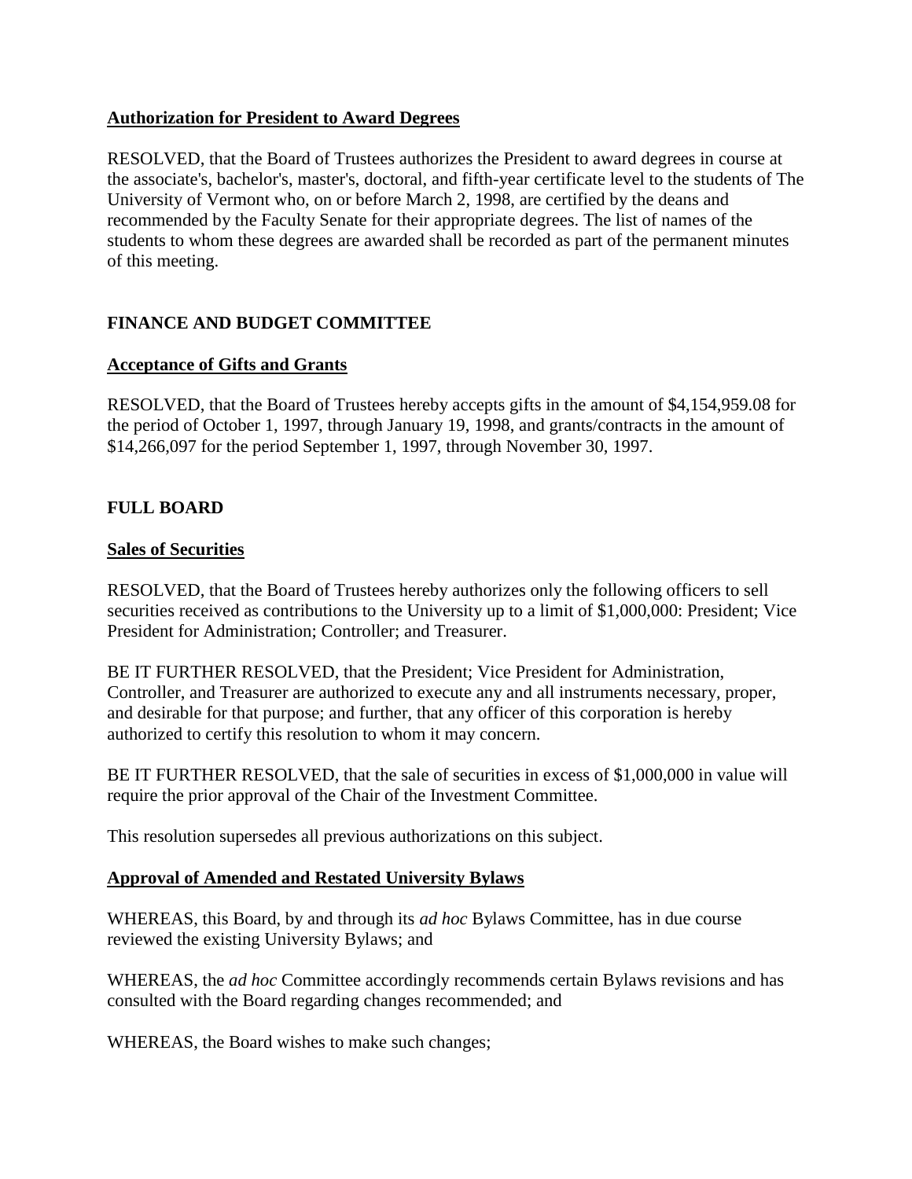**Authorization for President to Award Degrees**

RESOLVED, that the Board of Trustees authorizes the President to award degrees in course at the associate's, bachelor's, master's, doctoral, and fifth-year certificate level to the students of The University of Vermont who, on or before March 2, 1998, are certified by the deans and recommended by the Faculty Senate for their appropriate degrees. The list of names of the students to whom these degrees are awarded shall be recorded as part of the permanent minutes of this meeting.

## FINANCE AND BUDGET COMMITTEE

**Acceptance of Gifts and Grants**

RESOLVED, that the Board of Trustees hereby accepts gifts in the amount of $4,154,959.08 for the period of October 1, 1997, through January 19, 1998, and grants/contracts in the amount of $14,266,097 for the period September 1, 1997, through November 30, 1997.

## FULL BOARD

**Sales of Securities**

RESOLVED, that the Board of Trustees hereby authorizes only the following officers to sell securities received as contributions to the University up to a limit of $1,000,000: President; Vice President for Administration; Controller; and Treasurer.

BE IT FURTHER RESOLVED, that the President; Vice President for Administration, Controller, and Treasurer are authorized to execute any and all instruments necessary, proper, and desirable for that purpose; and further, that any officer of this corporation is hereby authorized to certify this resolution to whom it may concern.

BE IT FURTHER RESOLVED, that the sale of securities in excess of $1,000,000 in value will require the prior approval of the Chair of the Investment Committee.

This resolution supersedes all previous authorizations on this subject.

**Approval of Amended and Restated University Bylaws**

WHEREAS, this Board, by and through its *ad hoc* Bylaws Committee, has in due course reviewed the existing University Bylaws; and

WHEREAS, the *ad hoc* Committee accordingly recommends certain Bylaws revisions and has consulted with the Board regarding changes recommended; and

WHEREAS, the Board wishes to make such changes;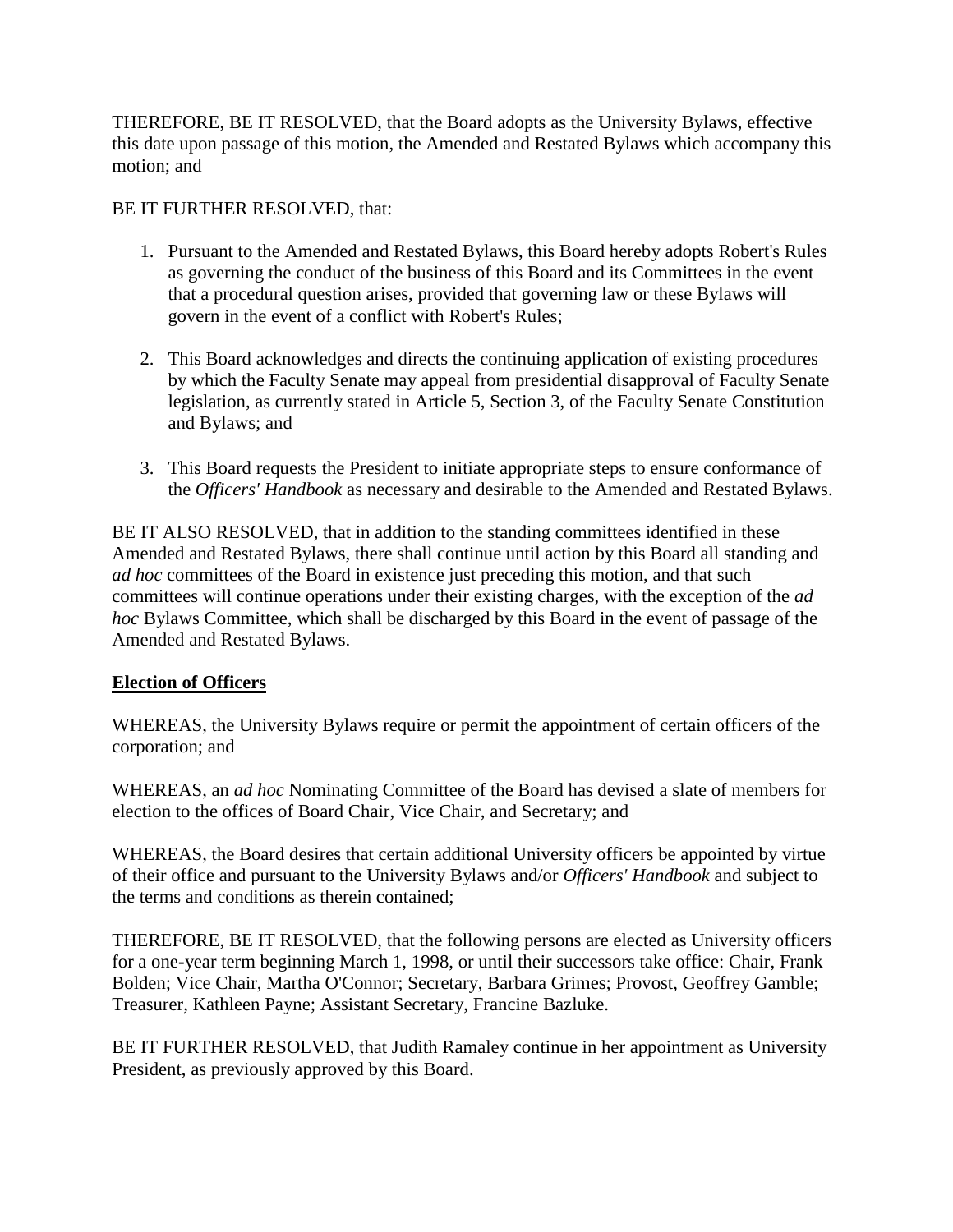THEREFORE, BE IT RESOLVED, that the Board adopts as the University Bylaws, effective this date upon passage of this motion, the Amended and Restated Bylaws which accompany this motion; and

BE IT FURTHER RESOLVED, that:

1. Pursuant to the Amended and Restated Bylaws, this Board hereby adopts Robert's Rules as governing the conduct of the business of this Board and its Committees in the event that a procedural question arises, provided that governing law or these Bylaws will govern in the event of a conflict with Robert's Rules;

2. This Board acknowledges and directs the continuing application of existing procedures by which the Faculty Senate may appeal from presidential disapproval of Faculty Senate legislation, as currently stated in Article 5, Section 3, of the Faculty Senate Constitution and Bylaws; and

3. This Board requests the President to initiate appropriate steps to ensure conformance of the *Officers' Handbook* as necessary and desirable to the Amended and Restated Bylaws.

BE IT ALSO RESOLVED, that in addition to the standing committees identified in these Amended and Restated Bylaws, there shall continue until action by this Board all standing and *ad hoc* committees of the Board in existence just preceding this motion, and that such committees will continue operations under their existing charges, with the exception of the *ad hoc* Bylaws Committee, which shall be discharged by this Board in the event of passage of the Amended and Restated Bylaws.

## **Election of Officers**

WHEREAS, the University Bylaws require or permit the appointment of certain officers of the corporation; and

WHEREAS, an *ad hoc* Nominating Committee of the Board has devised a slate of members for election to the offices of Board Chair, Vice Chair, and Secretary; and

WHEREAS, the Board desires that certain additional University officers be appointed by virtue of their office and pursuant to the University Bylaws and/or *Officers' Handbook* and subject to the terms and conditions as therein contained;

THEREFORE, BE IT RESOLVED, that the following persons are elected as University officers for a one-year term beginning March 1, 1998, or until their successors take office: Chair, Frank Bolden; Vice Chair, Martha O'Connor; Secretary, Barbara Grimes; Provost, Geoffrey Gamble; Treasurer, Kathleen Payne; Assistant Secretary, Francine Bazluke.

BE IT FURTHER RESOLVED, that Judith Ramaley continue in her appointment as University President, as previously approved by this Board.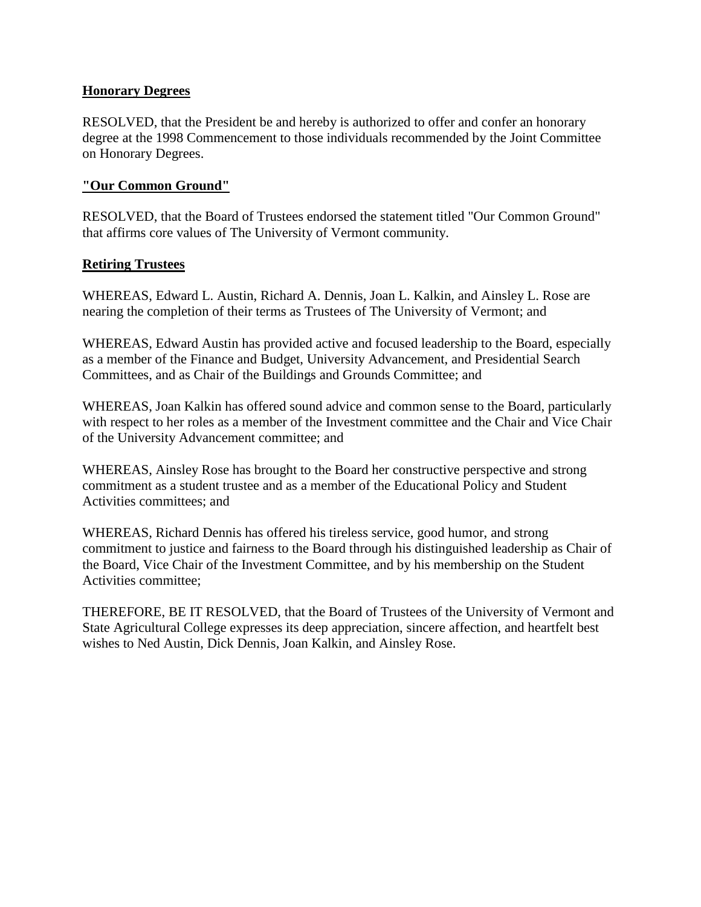**Honorary Degrees**

RESOLVED, that the President be and hereby is authorized to offer and confer an honorary degree at the 1998 Commencement to those individuals recommended by the Joint Committee on Honorary Degrees.

**"Our Common Ground"**

RESOLVED, that the Board of Trustees endorsed the statement titled "Our Common Ground" that affirms core values of The University of Vermont community.

**Retiring Trustees**

WHEREAS, Edward L. Austin, Richard A. Dennis, Joan L. Kalkin, and Ainsley L. Rose are nearing the completion of their terms as Trustees of The University of Vermont; and

WHEREAS, Edward Austin has provided active and focused leadership to the Board, especially as a member of the Finance and Budget, University Advancement, and Presidential Search Committees, and as Chair of the Buildings and Grounds Committee; and

WHEREAS, Joan Kalkin has offered sound advice and common sense to the Board, particularly with respect to her roles as a member of the Investment committee and the Chair and Vice Chair of the University Advancement committee; and

WHEREAS, Ainsley Rose has brought to the Board her constructive perspective and strong commitment as a student trustee and as a member of the Educational Policy and Student Activities committees; and

WHEREAS, Richard Dennis has offered his tireless service, good humor, and strong commitment to justice and fairness to the Board through his distinguished leadership as Chair of the Board, Vice Chair of the Investment Committee, and by his membership on the Student Activities committee;

THEREFORE, BE IT RESOLVED, that the Board of Trustees of the University of Vermont and State Agricultural College expresses its deep appreciation, sincere affection, and heartfelt best wishes to Ned Austin, Dick Dennis, Joan Kalkin, and Ainsley Rose.